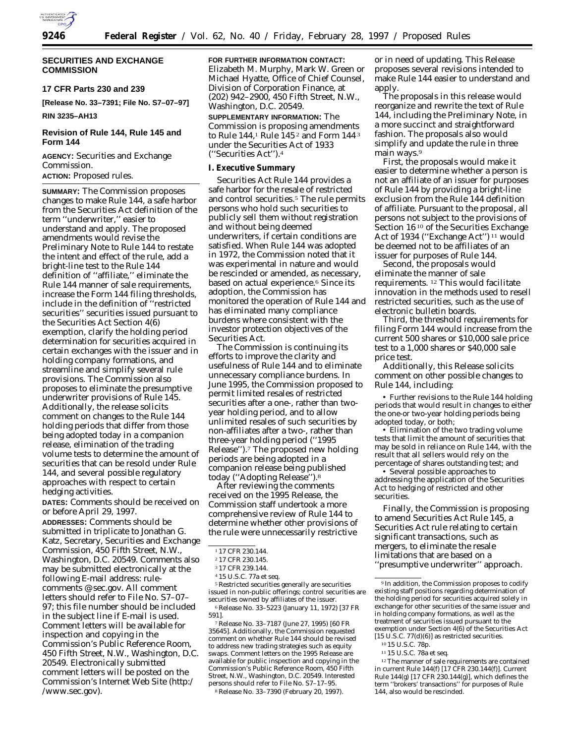**SECURITIES AND EXCHANGE COMMISSION**

**17 CFR Parts 230 and 239**

**[Release No. 33–7391; File No. S7–07–97]**

**RIN 3235–AH13**

**Revision of Rule 144, Rule 145 and Form 144**

**AGENCY:** Securities and Exchange Commission.

**ACTION:** Proposed rules.

**SUMMARY:** The Commission proposes changes to make Rule 144, a safe harbor from the Securities Act definition of the term ''underwriter,'' easier to understand and apply. The proposed amendments would revise the Preliminary Note to Rule 144 to restate the intent and effect of the rule, add a bright-line test to the Rule 144 definition of ''affiliate,'' eliminate the Rule 144 manner of sale requirements, increase the Form 144 filing thresholds, include in the definition of ''restricted securities'' securities issued pursuant to the Securities Act Section 4(6) exemption, clarify the holding period determination for securities acquired in certain exchanges with the issuer and in holding company formations, and streamline and simplify several rule provisions. The Commission also proposes to eliminate the presumptive underwriter provisions of Rule 145. Additionally, the release solicits comment on changes to the Rule 144 holding periods that differ from those being adopted today in a companion release, elimination of the trading volume tests to determine the amount of securities that can be resold under Rule 144, and several possible regulatory approaches with respect to certain hedging activities.

**DATES:** Comments should be received on or before April 29, 1997.

**ADDRESSES:** Comments should be submitted in triplicate to Jonathan G. Katz, Secretary, Securities and Exchange Commission, 450 Fifth Street, N.W., Washington, D.C. 20549. Comments also may be submitted electronically at the following E-mail address: rule-comments@sec.gov. All comment letters should refer to File No. S7–07–97; this file number should be included in the subject line if E-mail is used. Comment letters will be available for inspection and copying in the Commission's Public Reference Room, 450 Fifth Street, N.W., Washington, D.C. 20549. Electronically submitted comment letters will be posted on the Commission's Internet Web Site (http://www.sec.gov).

**FOR FURTHER INFORMATION CONTACT:** Elizabeth M. Murphy, Mark W. Green or Michael Hyatte, Office of Chief Counsel, Division of Corporation Finance, at (202) 942–2900, 450 Fifth Street, N.W., Washington, D.C. 20549.

**SUPPLEMENTARY INFORMATION:** The Commission is proposing amendments to Rule 144,[1] Rule 145[2] and Form 144[3] under the Securities Act of 1933 (''Securities Act'').[4]

## I. Executive Summary

Securities Act Rule 144 provides a safe harbor for the resale of restricted and control securities.[5] The rule permits persons who hold such securities to publicly sell them without registration and without being deemed underwriters, if certain conditions are satisfied. When Rule 144 was adopted in 1972, the Commission noted that it was experimental in nature and would be rescinded or amended, as necessary, based on actual experience.[6] Since its adoption, the Commission has monitored the operation of Rule 144 and has eliminated many compliance burdens where consistent with the investor protection objectives of the Securities Act.

The Commission is continuing its efforts to improve the clarity and usefulness of Rule 144 and to eliminate unnecessary compliance burdens. In June 1995, the Commission proposed to permit limited resales of restricted securities after a one-, rather than two-year holding period, and to allow unlimited resales of such securities by non-affiliates after a two-, rather than three-year holding period (''1995 Release'').[7] The proposed new holding periods are being adopted in a companion release being published today (''Adopting Release'').[8]

After reviewing the comments received on the 1995 Release, the Commission staff undertook a more comprehensive review of Rule 144 to determine whether other provisions of the rule were unnecessarily restrictive or in need of updating. This Release proposes several revisions intended to make Rule 144 easier to understand and apply.

The proposals in this release would reorganize and rewrite the text of Rule 144, including the Preliminary Note, in a more succinct and straightforward fashion. The proposals also would simplify and update the rule in three main ways.[9]

First, the proposals would make it easier to determine whether a person is not an affiliate of an issuer for purposes of Rule 144 by providing a bright-line exclusion from the Rule 144 definition of affiliate. Pursuant to the proposal, all persons not subject to the provisions of Section 16[10] of the Securities Exchange Act of 1934 (''Exchange Act'')[11] would be deemed not to be affiliates of an issuer for purposes of Rule 144.

Second, the proposals would eliminate the manner of sale requirements.[12] This would facilitate innovation in the methods used to resell restricted securities, such as the use of electronic bulletin boards.

Third, the threshold requirements for filing Form 144 would increase from the current 500 shares or $10,000 sale price test to a 1,000 shares or $40,000 sale price test.

Additionally, this Release solicits comment on other possible changes to Rule 144, including:

- Further revisions to the Rule 144 holding periods that would result in changes to either the one-or two-year holding periods being adopted today, or both;
- Elimination of the two trading volume tests that limit the amount of securities that may be sold in reliance on Rule 144, with the result that all sellers would rely on the percentage of shares outstanding test; and
- Several possible approaches to addressing the application of the Securities Act to hedging of restricted and other securities.

Finally, the Commission is proposing to amend Securities Act Rule 145, a Securities Act rule relating to certain significant transactions, such as mergers, to eliminate the resale limitations that are based on a ''presumptive underwriter'' approach.

---

[1] 17 CFR 230.144.

[2] 17 CFR 230.145.

[3] 17 CFR 239.144.

[4] 15 U.S.C. 77a et seq.

[5] Restricted securities generally are securities issued in non-public offerings; control securities are securities owned by affiliates of the issuer.

[6] Release No. 33–5223 (January 11, 1972) [37 FR 591].

[7] Release No. 33–7187 (June 27, 1995) [60 FR 35645]. Additionally, the Commission requested comment on whether Rule 144 should be revised to address new trading strategies such as equity swaps. Comment letters on the 1995 Release are available for public inspection and copying in the Commission's Public Reference Room, 450 Fifth Street, N.W., Washington, D.C. 20549. Interested persons should refer to File No. S7–17–95.

[8] Release No. 33–7390 (February 20, 1997).

[9] In addition, the Commission proposes to codify existing staff positions regarding determination of the holding period for securities acquired solely in exchange for other securities of the same issuer and in holding company formations, as well as the treatment of securities issued pursuant to the exemption under Section 4(6) of the Securities Act [15 U.S.C. 77(d)(6)] as restricted securities.

[10] 15 U.S.C. 78p.

[11] 15 U.S.C. 78a et seq.

[12] The manner of sale requirements are contained in current Rule 144(f) [17 CFR 230.144(f)]. Current Rule 144(g) [17 CFR 230.144(g)], which defines the term ''brokers' transactions'' for purposes of Rule 144, also would be rescinded.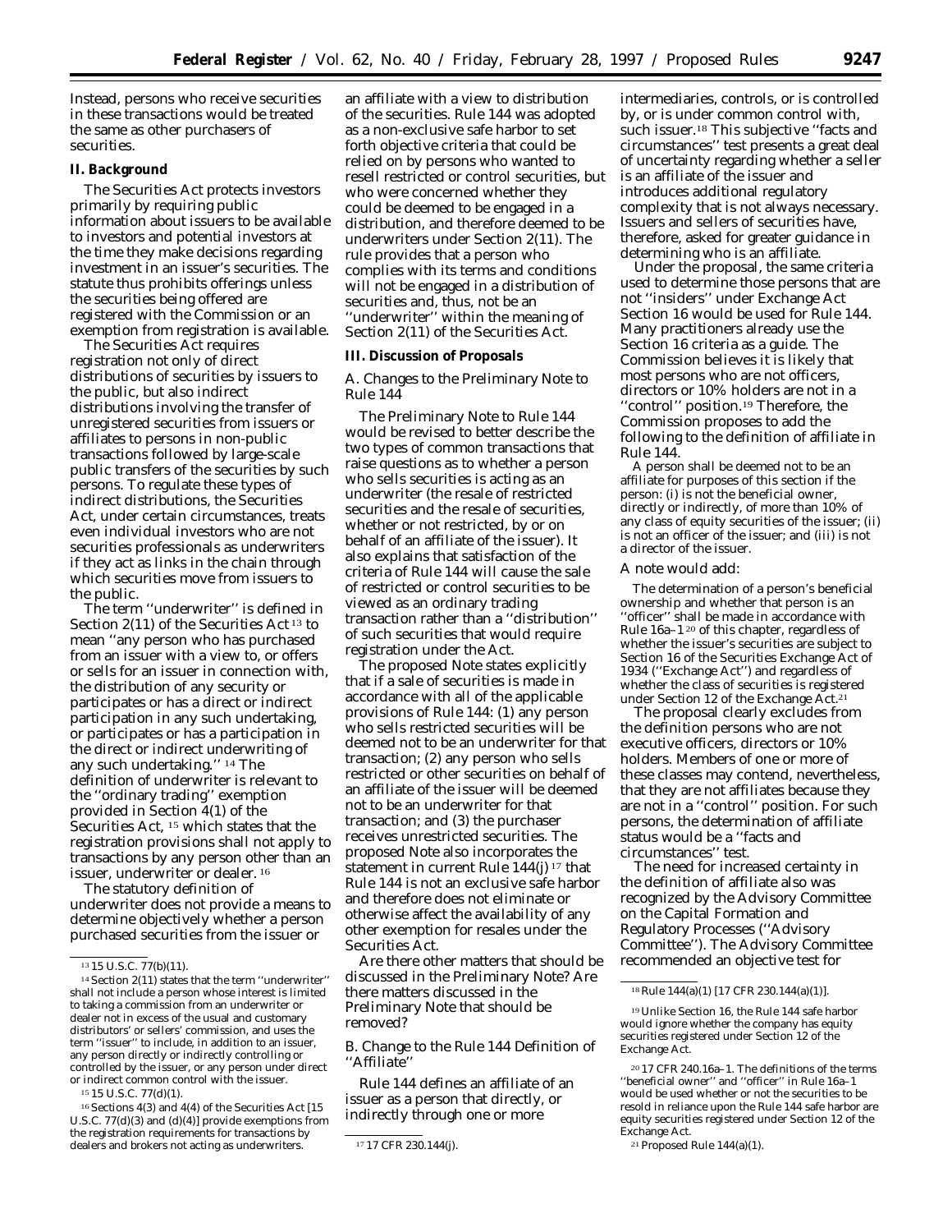Instead, persons who receive securities in these transactions would be treated the same as other purchasers of securities.

## II. Background

The Securities Act protects investors primarily by requiring public information about issuers to be available to investors and potential investors at the time they make decisions regarding investment in an issuer's securities. The statute thus prohibits offerings unless the securities being offered are registered with the Commission or an exemption from registration is available.

The Securities Act requires registration not only of direct distributions of securities by issuers to the public, but also indirect distributions involving the transfer of unregistered securities from issuers or affiliates to persons in non-public transactions followed by large-scale public transfers of the securities by such persons. To regulate these types of indirect distributions, the Securities Act, under certain circumstances, treats even individual investors who are not securities professionals as underwriters if they act as links in the chain through which securities move from issuers to the public.

The term ''underwriter'' is defined in Section 2(11) of the Securities Act [13] to mean ''any person who has purchased from an issuer with a view to, or offers or sells for an issuer in connection with, the distribution of any security or participates or has a direct or indirect participation in any such undertaking, or participates or has a participation in the direct or indirect underwriting of any such undertaking.'' [14] The definition of underwriter is relevant to the ''ordinary trading'' exemption provided in Section 4(1) of the Securities Act, [15] which states that the registration provisions shall not apply to transactions by any person other than an issuer, underwriter or dealer. [16]

The statutory definition of underwriter does not provide a means to determine objectively whether a person purchased securities from the issuer or an affiliate with a view to distribution of the securities. Rule 144 was adopted as a non-exclusive safe harbor to set forth objective criteria that could be relied on by persons who wanted to resell restricted or control securities, but who were concerned whether they could be deemed to be engaged in a distribution, and therefore deemed to be underwriters under Section 2(11). The rule provides that a person who complies with its terms and conditions will not be engaged in a distribution of securities and, thus, not be an ''underwriter'' within the meaning of Section 2(11) of the Securities Act.

## III. Discussion of Proposals

### *A. Changes to the Preliminary Note to Rule 144*

The Preliminary Note to Rule 144 would be revised to better describe the two types of common transactions that raise questions as to whether a person who sells securities is acting as an underwriter (the resale of restricted securities and the resale of securities, whether or not restricted, by or on behalf of an affiliate of the issuer). It also explains that satisfaction of the criteria of Rule 144 will cause the sale of restricted or control securities to be viewed as an ordinary trading transaction rather than a ''distribution'' of such securities that would require registration under the Act.

The proposed Note states explicitly that if a sale of securities is made in accordance with all of the applicable provisions of Rule 144: (1) any person who sells restricted securities will be deemed not to be an underwriter for that transaction; (2) any person who sells restricted or other securities on behalf of an affiliate of the issuer will be deemed not to be an underwriter for that transaction; and (3) the purchaser receives unrestricted securities. The proposed Note also incorporates the statement in current Rule 144(j) [17] that Rule 144 is not an exclusive safe harbor and therefore does not eliminate or otherwise affect the availability of any other exemption for resales under the Securities Act.

Are there other matters that should be discussed in the Preliminary Note? Are there matters discussed in the Preliminary Note that should be removed?

### *B. Change to the Rule 144 Definition of ''Affiliate''*

Rule 144 defines an affiliate of an issuer as a person that directly, or indirectly through one or more intermediaries, controls, or is controlled by, or is under common control with, such issuer.[18] This subjective ''facts and circumstances'' test presents a great deal of uncertainty regarding whether a seller is an affiliate of the issuer and introduces additional regulatory complexity that is not always necessary. Issuers and sellers of securities have, therefore, asked for greater guidance in determining who is an affiliate.

Under the proposal, the same criteria used to determine those persons that are not ''insiders'' under Exchange Act Section 16 would be used for Rule 144. Many practitioners already use the Section 16 criteria as a guide. The Commission believes it is likely that most persons who are not officers, directors or 10% holders are not in a ''control'' position.[19] Therefore, the Commission proposes to add the following to the definition of affiliate in Rule 144.

> A person shall be deemed not to be an affiliate for purposes of this section if the person: (i) is not the beneficial owner, directly or indirectly, of more than 10% of any class of equity securities of the issuer; (ii) is not an officer of the issuer; and (iii) is not a director of the issuer.

A note would add:

> The determination of a person's beneficial ownership and whether that person is an ''officer'' shall be made in accordance with Rule 16a–1 [20] of this chapter, regardless of whether the issuer's securities are subject to Section 16 of the Securities Exchange Act of 1934 (''Exchange Act'') and regardless of whether the class of securities is registered under Section 12 of the Exchange Act.[21]

The proposal clearly excludes from the definition persons who are not executive officers, directors or 10% holders. Members of one or more of these classes may contend, nevertheless, that they are not affiliates because they are not in a ''control'' position. For such persons, the determination of affiliate status would be a ''facts and circumstances'' test.

The need for increased certainty in the definition of affiliate also was recognized by the Advisory Committee on the Capital Formation and Regulatory Processes (''Advisory Committee''). The Advisory Committee recommended an objective test for

---

[13] 15 U.S.C. 77(b)(11).

[14] Section 2(11) states that the term ''underwriter'' shall not include a person whose interest is limited to taking a commission from an underwriter or dealer not in excess of the usual and customary distributors' or sellers' commission, and uses the term ''issuer'' to include, in addition to an issuer, any person directly or indirectly controlling or controlled by the issuer, or any person under direct or indirect common control with the issuer.

[15] 15 U.S.C. 77(d)(1).

[16] Sections 4(3) and 4(4) of the Securities Act [15 U.S.C. 77(d)(3) and (d)(4)] provide exemptions from the registration requirements for transactions by dealers and brokers not acting as underwriters.

[17] 17 CFR 230.144(j).

[18] Rule 144(a)(1) [17 CFR 230.144(a)(1)].

[19] Unlike Section 16, the Rule 144 safe harbor would ignore whether the company has equity securities registered under Section 12 of the Exchange Act.

[20] 17 CFR 240.16a–1. The definitions of the terms ''beneficial owner'' and ''officer'' in Rule 16a–1 would be used whether or not the securities to be resold in reliance upon the Rule 144 safe harbor are equity securities registered under Section 12 of the Exchange Act.

[21] Proposed Rule 144(a)(1).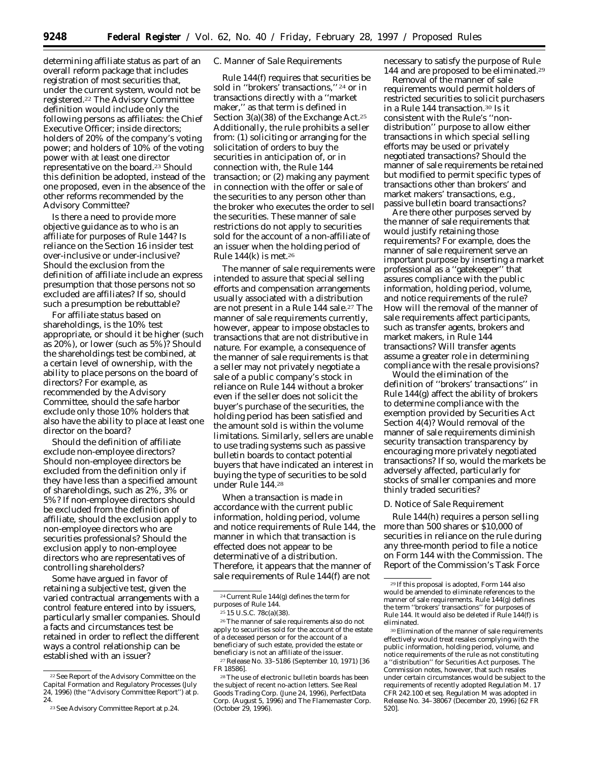determining affiliate status as part of an overall reform package that includes registration of most securities that, under the current system, would not be registered.[22] The Advisory Committee definition would include only the following persons as affiliates: the Chief Executive Officer; inside directors; holders of 20% of the company's voting power; and holders of 10% of the voting power with at least one director representative on the board.[23] Should this definition be adopted, instead of the one proposed, even in the absence of the other reforms recommended by the Advisory Committee?

Is there a need to provide more objective guidance as to who is an affiliate for purposes of Rule 144? Is reliance on the Section 16 insider test over-inclusive or under-inclusive? Should the exclusion from the definition of affiliate include an express presumption that those persons not so excluded are affiliates? If so, should such a presumption be rebuttable?

For affiliate status based on shareholdings, is the 10% test appropriate, or should it be higher (such as 20%), or lower (such as 5%)? Should the shareholdings test be combined, at a certain level of ownership, with the ability to place persons on the board of directors? For example, as recommended by the Advisory Committee, should the safe harbor exclude only those 10% holders that also have the ability to place at least one director on the board?

Should the definition of affiliate exclude non-employee directors? Should non-employee directors be excluded from the definition only if they have less than a specified amount of shareholdings, such as 2%, 3% or 5%? If non-employee directors should be excluded from the definition of affiliate, should the exclusion apply to non-employee directors who are securities professionals? Should the exclusion apply to non-employee directors who are representatives of controlling shareholders?

Some have argued in favor of retaining a subjective test, given the varied contractual arrangements with a control feature entered into by issuers, particularly smaller companies. Should a facts and circumstances test be retained in order to reflect the different ways a control relationship can be established with an issuer?

### *C. Manner of Sale Requirements*

Rule 144(f) requires that securities be sold in ''brokers' transactions,''[24] or in transactions directly with a ''market maker,'' as that term is defined in Section 3(a)(38) of the Exchange Act.[25] Additionally, the rule prohibits a seller from: (1) soliciting or arranging for the solicitation of orders to buy the securities in anticipation of, or in connection with, the Rule 144 transaction; or (2) making any payment in connection with the offer or sale of the securities to any person other than the broker who executes the order to sell the securities. These manner of sale restrictions do not apply to securities sold for the account of a non-affiliate of an issuer when the holding period of Rule 144(k) is met.[26]

The manner of sale requirements were intended to assure that special selling efforts and compensation arrangements usually associated with a distribution are not present in a Rule 144 sale.[27] The manner of sale requirements currently, however, appear to impose obstacles to transactions that are not distributive in nature. For example, a consequence of the manner of sale requirements is that a seller may not privately negotiate a sale of a public company's stock in reliance on Rule 144 without a broker even if the seller does not solicit the buyer's purchase of the securities, the holding period has been satisfied and the amount sold is within the volume limitations. Similarly, sellers are unable to use trading systems such as passive bulletin boards to contact potential buyers that have indicated an interest in buying the type of securities to be sold under Rule 144.[28]

When a transaction is made in accordance with the current public information, holding period, volume and notice requirements of Rule 144, the manner in which that transaction is effected does not appear to be determinative of a distribution. Therefore, it appears that the manner of sale requirements of Rule 144(f) are not necessary to satisfy the purpose of Rule 144 and are proposed to be eliminated.[29]

Removal of the manner of sale requirements would permit holders of restricted securities to solicit purchasers in a Rule 144 transaction.[30] Is it consistent with the Rule's ''non-distribution'' purpose to allow either transactions in which special selling efforts may be used or privately negotiated transactions? Should the manner of sale requirements be retained but modified to permit specific types of transactions other than brokers' and market makers' transactions, *e.g.*, passive bulletin board transactions?

Are there other purposes served by the manner of sale requirements that would justify retaining those requirements? For example, does the manner of sale requirement serve an important purpose by inserting a market professional as a ''gatekeeper'' that assures compliance with the public information, holding period, volume, and notice requirements of the rule? How will the removal of the manner of sale requirements affect participants, such as transfer agents, brokers and market makers, in Rule 144 transactions? Will transfer agents assume a greater role in determining compliance with the resale provisions?

Would the elimination of the definition of ''brokers' transactions'' in Rule 144(g) affect the ability of brokers to determine compliance with the exemption provided by Securities Act Section 4(4)? Would removal of the manner of sale requirements diminish security transaction transparency by encouraging more privately negotiated transactions? If so, would the markets be adversely affected, particularly for stocks of smaller companies and more thinly traded securities?

### *D. Notice of Sale Requirement*

Rule 144(h) requires a person selling more than 500 shares or $10,000 of securities in reliance on the rule during any three-month period to file a notice on Form 144 with the Commission. The Report of the Commission's Task Force

---

[22] See Report of the Advisory Committee on the Capital Formation and Regulatory Processes (July 24, 1996) (the ''Advisory Committee Report'') at p. 24.

[23] See Advisory Committee Report at p.24.

[24] Current Rule 144(g) defines the term for purposes of Rule 144.

[25] 15 U.S.C. 78c(a)(38).

[26] The manner of sale requirements also do not apply to securities sold for the account of the estate of a deceased person or for the account of a beneficiary of such estate, provided the estate or beneficiary is not an affiliate of the issuer.

[27] Release No. 33–5186 (September 10, 1971) [36 FR 18586].

[28] The use of electronic bulletin boards has been the subject of recent no-action letters. See Real Goods Trading Corp. (June 24, 1996), PerfectData Corp. (August 5, 1996) and The Flamemaster Corp. (October 29, 1996).

[29] If this proposal is adopted, Form 144 also would be amended to eliminate references to the manner of sale requirements. Rule 144(g) defines the term ''brokers' transactions'' for purposes of Rule 144. It would also be deleted if Rule 144(f) is eliminated.

[30] Elimination of the manner of sale requirements effectively would treat resales complying with the public information, holding period, volume, and notice requirements of the rule as not constituting a ''distribution'' for Securities Act purposes. The Commission notes, however, that such resales under certain circumstances would be subject to the requirements of recently adopted Regulation M. 17 CFR 242.100 *et seq.* Regulation M was adopted in Release No. 34–38067 (December 20, 1996) [62 FR 520].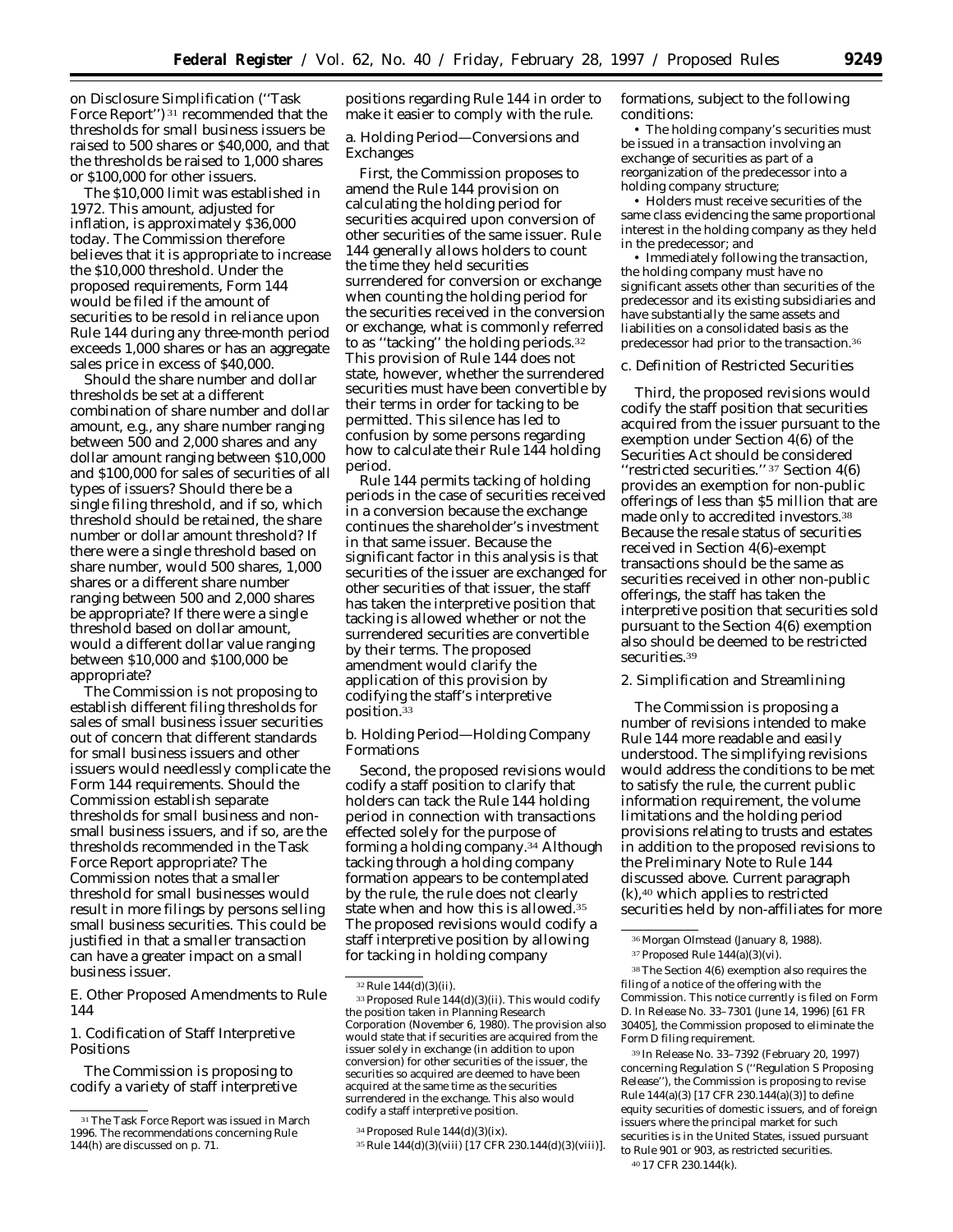on Disclosure Simplification (''Task Force Report'') [31] recommended that the thresholds for small business issuers be raised to 500 shares or $40,000, and that the thresholds be raised to 1,000 shares or $100,000 for other issuers.

The $10,000 limit was established in 1972. This amount, adjusted for inflation, is approximately $36,000 today. The Commission therefore believes that it is appropriate to increase the $10,000 threshold. Under the proposed requirements, Form 144 would be filed if the amount of securities to be resold in reliance upon Rule 144 during any three-month period exceeds 1,000 shares or has an aggregate sales price in excess of $40,000.

Should the share number and dollar thresholds be set at a different combination of share number and dollar amount, *e.g.*, any share number ranging between 500 and 2,000 shares and any dollar amount ranging between $10,000 and $100,000 for sales of securities of all types of issuers? Should there be a single filing threshold, and if so, which threshold should be retained, the share number or dollar amount threshold? If there were a single threshold based on share number, would 500 shares, 1,000 shares or a different share number ranging between 500 and 2,000 shares be appropriate? If there were a single threshold based on dollar amount, would a different dollar value ranging between $10,000 and $100,000 be appropriate?

The Commission is not proposing to establish different filing thresholds for sales of small business issuer securities out of concern that different standards for small business issuers and other issuers would needlessly complicate the Form 144 requirements. Should the Commission establish separate thresholds for small business and non-small business issuers, and if so, are the thresholds recommended in the Task Force Report appropriate? The Commission notes that a smaller threshold for small businesses would result in more filings by persons selling small business securities. This could be justified in that a smaller transaction can have a greater impact on a small business issuer.

## E. Other Proposed Amendments to Rule 144

### 1. Codification of Staff Interpretive Positions

The Commission is proposing to codify a variety of staff interpretive positions regarding Rule 144 in order to make it easier to comply with the rule.

#### a. Holding Period—Conversions and Exchanges

First, the Commission proposes to amend the Rule 144 provision on calculating the holding period for securities acquired upon conversion of other securities of the same issuer. Rule 144 generally allows holders to count the time they held securities surrendered for conversion or exchange when counting the holding period for the securities received in the conversion or exchange, what is commonly referred to as ''tacking'' the holding periods.[32] This provision of Rule 144 does not state, however, whether the surrendered securities must have been convertible by their terms in order for tacking to be permitted. This silence has led to confusion by some persons regarding how to calculate their Rule 144 holding period.

Rule 144 permits tacking of holding periods in the case of securities received in a conversion because the exchange continues the shareholder's investment in that same issuer. Because the significant factor in this analysis is that securities of the issuer are exchanged for other securities of that issuer, the staff has taken the interpretive position that tacking is allowed whether or not the surrendered securities are convertible by their terms. The proposed amendment would clarify the application of this provision by codifying the staff's interpretive position.[33]

#### b. Holding Period—Holding Company Formations

Second, the proposed revisions would codify a staff position to clarify that holders can tack the Rule 144 holding period in connection with transactions effected solely for the purpose of forming a holding company.[34] Although tacking through a holding company formation appears to be contemplated by the rule, the rule does not clearly state when and how this is allowed.[35] The proposed revisions would codify a staff interpretive position by allowing for tacking in holding company formations, subject to the following conditions:

- The holding company's securities must be issued in a transaction involving an exchange of securities as part of a reorganization of the predecessor into a holding company structure;
- Holders must receive securities of the same class evidencing the same proportional interest in the holding company as they held in the predecessor; and
- Immediately following the transaction, the holding company must have no significant assets other than securities of the predecessor and its existing subsidiaries and have substantially the same assets and liabilities on a consolidated basis as the predecessor had prior to the transaction.[36]

#### c. Definition of Restricted Securities

Third, the proposed revisions would codify the staff position that securities acquired from the issuer pursuant to the exemption under Section 4(6) of the Securities Act should be considered ''restricted securities.'' [37] Section 4(6) provides an exemption for non-public offerings of less than $5 million that are made only to accredited investors.[38] Because the resale status of securities received in Section 4(6)-exempt transactions should be the same as securities received in other non-public offerings, the staff has taken the interpretive position that securities sold pursuant to the Section 4(6) exemption also should be deemed to be restricted securities.[39]

### 2. Simplification and Streamlining

The Commission is proposing a number of revisions intended to make Rule 144 more readable and easily understood. The simplifying revisions would address the conditions to be met to satisfy the rule, the current public information requirement, the volume limitations and the holding period provisions relating to trusts and estates in addition to the proposed revisions to the Preliminary Note to Rule 144 discussed above. Current paragraph (k),[40] which applies to restricted securities held by non-affiliates for more

---

[31] The Task Force Report was issued in March 1996. The recommendations concerning Rule 144(h) are discussed on p. 71.

[32] Rule 144(d)(3)(ii).

[33] Proposed Rule 144(d)(3)(ii). This would codify the position taken in *Planning Research Corporation* (November 6, 1980). The provision also would state that if securities are acquired from the issuer solely in exchange (in addition to upon conversion) for other securities of the issuer, the securities so acquired are deemed to have been acquired at the same time as the securities surrendered in the exchange. This also would codify a staff interpretive position.

[34] Proposed Rule 144(d)(3)(ix).

[35] Rule 144(d)(3)(viii) [17 CFR 230.144(d)(3)(viii)].

[36] *Morgan Olmstead* (January 8, 1988).

[37] Proposed Rule 144(a)(3)(vi).

[38] The Section 4(6) exemption also requires the filing of a notice of the offering with the Commission. This notice currently is filed on Form D. In Release No. 33–7301 (June 14, 1996) [61 FR 30405], the Commission proposed to eliminate the Form D filing requirement.

[39] In Release No. 33–7392 (February 20, 1997) concerning Regulation S (''Regulation S Proposing Release''), the Commission is proposing to revise Rule 144(a)(3) [17 CFR 230.144(a)(3)] to define equity securities of domestic issuers, and of foreign issuers where the principal market for such securities is in the United States, issued pursuant to Rule 901 or 903, as restricted securities.

[40] 17 CFR 230.144(k).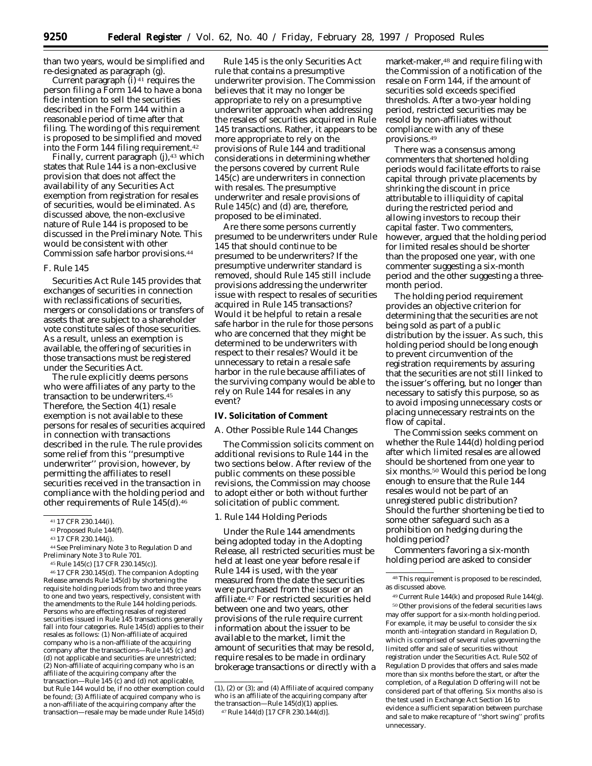than two years, would be simplified and re-designated as paragraph (g).

Current paragraph (i)[41] requires the person filing a Form 144 to have a bona fide intention to sell the securities described in the Form 144 within a reasonable period of time after that filing. The wording of this requirement is proposed to be simplified and moved into the Form 144 filing requirement.[42]

Finally, current paragraph (j),[43] which states that Rule 144 is a non-exclusive provision that does not affect the availability of any Securities Act exemption from registration for resales of securities, would be eliminated. As discussed above, the non-exclusive nature of Rule 144 is proposed to be discussed in the Preliminary Note. This would be consistent with other Commission safe harbor provisions.[44]

### F. Rule 145

Securities Act Rule 145 provides that exchanges of securities in connection with reclassifications of securities, mergers or consolidations or transfers of assets that are subject to a shareholder vote constitute sales of those securities. As a result, unless an exemption is available, the offering of securities in those transactions must be registered under the Securities Act.

The rule explicitly deems persons who were affiliates of any party to the transaction to be underwriters.[45] Therefore, the Section 4(1) resale exemption is not available to these persons for resales of securities acquired in connection with transactions described in the rule. The rule provides some relief from this ''presumptive underwriter'' provision, however, by permitting the affiliates to resell securities received in the transaction in compliance with the holding period and other requirements of Rule 145(d).[46]

Rule 145 is the only Securities Act rule that contains a presumptive underwriter provision. The Commission believes that it may no longer be appropriate to rely on a presumptive underwriter approach when addressing the resales of securities acquired in Rule 145 transactions. Rather, it appears to be more appropriate to rely on the provisions of Rule 144 and traditional considerations in determining whether the persons covered by current Rule 145(c) are underwriters in connection with resales. The presumptive underwriter and resale provisions of Rule 145(c) and (d) are, therefore, proposed to be eliminated.

Are there some persons currently presumed to be underwriters under Rule 145 that should continue to be presumed to be underwriters? If the presumptive underwriter standard is removed, should Rule 145 still include provisions addressing the underwriter issue with respect to resales of securities acquired in Rule 145 transactions? Would it be helpful to retain a resale safe harbor in the rule for those persons who are concerned that they might be determined to be underwriters with respect to their resales? Would it be unnecessary to retain a resale safe harbor in the rule because affiliates of the surviving company would be able to rely on Rule 144 for resales in any event?

## IV. Solicitation of Comment

### A. Other Possible Rule 144 Changes

The Commission solicits comment on additional revisions to Rule 144 in the two sections below. After review of the public comments on these possible revisions, the Commission may choose to adopt either or both without further solicitation of public comment.

#### 1. Rule 144 Holding Periods

Under the Rule 144 amendments being adopted today in the Adopting Release, all restricted securities must be held at least one year before resale if Rule 144 is used, with the year measured from the date the securities were purchased from the issuer or an affiliate.[47] For restricted securities held between one and two years, other provisions of the rule require current information about the issuer to be available to the market, limit the amount of securities that may be resold, require resales to be made in ordinary brokerage transactions or directly with a market-maker,[48] and require filing with the Commission of a notification of the resale on Form 144, if the amount of securities sold exceeds specified thresholds. After a two-year holding period, restricted securities may be resold by non-affiliates without compliance with any of these provisions.[49]

There was a consensus among commenters that shortened holding periods would facilitate efforts to raise capital through private placements by shrinking the discount in price attributable to illiquidity of capital during the restricted period and allowing investors to recoup their capital faster. Two commenters, however, argued that the holding period for limited resales should be shorter than the proposed one year, with one commenter suggesting a six-month period and the other suggesting a three-month period.

The holding period requirement provides an objective criterion for determining that the securities are not being sold as part of a public distribution by the issuer. As such, this holding period should be long enough to prevent circumvention of the registration requirements by assuring that the securities are not still linked to the issuer's offering, but no longer than necessary to satisfy this purpose, so as to avoid imposing unnecessary costs or placing unnecessary restraints on the flow of capital.

The Commission seeks comment on whether the Rule 144(d) holding period after which limited resales are allowed should be shortened from one year to six months.[50] Would this period be long enough to ensure that the Rule 144 resales would not be part of an unregistered public distribution? Should the further shortening be tied to some other safeguard such as a prohibition on hedging during the holding period?

Commenters favoring a six-month holding period are asked to consider

---

[41] 17 CFR 230.144(i).

[42] Proposed Rule 144(f).

[43] 17 CFR 230.144(j).

[44] See Preliminary Note 3 to Regulation D and Preliminary Note 3 to Rule 701.

[45] Rule 145(c) [17 CFR 230.145(c)].

[46] 17 CFR 230.145(d). The companion Adopting Release amends Rule 145(d) by shortening the requisite holding periods from two and three years to one and two years, respectively, consistent with the amendments to the Rule 144 holding periods. Persons who are effecting resales of registered securities issued in Rule 145 transactions generally fall into four categories. Rule 145(d) applies to their resales as follows: (1) Non-affiliate of acquired company who is a non-affiliate of the acquiring company after the transactions—Rule 145 (c) and (d) not applicable and securities are unrestricted; (2) Non-affiliate of acquiring company who is an affiliate of the acquiring company after the transaction—Rule 145 (c) and (d) not applicable, but Rule 144 would be, if no other exemption could be found; (3) Affiliate of acquired company who is a non-affiliate of the acquiring company after the transaction—resale may be made under Rule 145(d) (1), (2) or (3); and (4) Affiliate of acquired company who is an affiliate of the acquiring company after the transaction—Rule 145(d)(1) applies.

[47] Rule 144(d) [17 CFR 230.144(d)].

[48] This requirement is proposed to be rescinded, as discussed above.

[49] Current Rule 144(k) and proposed Rule 144(g).

[50] Other provisions of the federal securities laws may offer support for a six-month holding period. For example, it may be useful to consider the six month anti-integration standard in Regulation D, which is comprised of several rules governing the limited offer and sale of securities without registration under the Securities Act. Rule 502 of Regulation D provides that offers and sales made more than six months before the start, or after the completion, of a Regulation D offering will not be considered part of that offering. Six months also is the test used in Exchange Act Section 16 to evidence a sufficient separation between purchase and sale to make recapture of ''short swing'' profits unnecessary.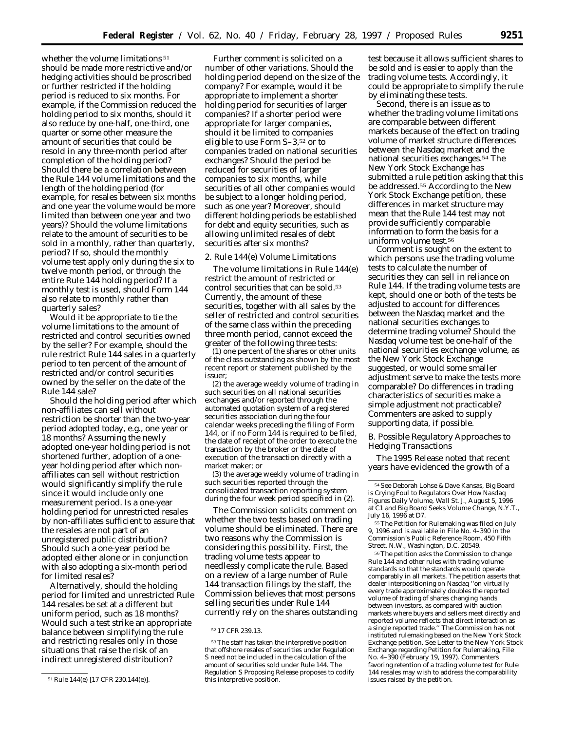whether the volume limitations [51] should be made more restrictive and/or hedging activities should be proscribed or further restricted if the holding period is reduced to six months. For example, if the Commission reduced the holding period to six months, should it also reduce by one-half, one-third, one quarter or some other measure the amount of securities that could be resold in any three-month period after completion of the holding period? Should there be a correlation between the Rule 144 volume limitations and the length of the holding period (for example, for resales between six months and one year the volume would be more limited than between one year and two years)? Should the volume limitations relate to the amount of securities to be sold in a monthly, rather than quarterly, period? If so, should the monthly volume test apply only during the six to twelve month period, or through the entire Rule 144 holding period? If a monthly test is used, should Form 144 also relate to monthly rather than quarterly sales?

Would it be appropriate to tie the volume limitations to the amount of restricted and control securities owned by the seller? For example, should the rule restrict Rule 144 sales in a quarterly period to ten percent of the amount of restricted and/or control securities owned by the seller on the date of the Rule 144 sale?

Should the holding period after which non-affiliates can sell without restriction be shorter than the two-year period adopted today, e.g., one year or 18 months? Assuming the newly adopted one-year holding period is not shortened further, adoption of a one-year holding period after which non-affiliates can sell without restriction would significantly simplify the rule since it would include only one measurement period. Is a one-year holding period for unrestricted resales by non-affiliates sufficient to assure that the resales are not part of an unregistered public distribution? Should such a one-year period be adopted either alone or in conjunction with also adopting a six-month period for limited resales?

Alternatively, should the holding period for limited and unrestricted Rule 144 resales be set at a different but uniform period, such as 18 months? Would such a test strike an appropriate balance between simplifying the rule and restricting resales only in those situations that raise the risk of an indirect unregistered distribution?

Further comment is solicited on a number of other variations. Should the holding period depend on the size of the company? For example, would it be appropriate to implement a shorter holding period for securities of larger companies? If a shorter period were appropriate for larger companies, should it be limited to companies eligible to use Form S–3,[52] or to companies traded on national securities exchanges? Should the period be reduced for securities of larger companies to six months, while securities of all other companies would be subject to a longer holding period, such as one year? Moreover, should different holding periods be established for debt and equity securities, such as allowing unlimited resales of debt securities after six months?

*2. Rule 144(e) Volume Limitations*

The volume limitations in Rule 144(e) restrict the amount of restricted or control securities that can be sold.[53] Currently, the amount of these securities, together with all sales by the seller of restricted and control securities of the same class within the preceding three month period, cannot exceed the greater of the following three tests:

(1) one percent of the shares or other units of the class outstanding as shown by the most recent report or statement published by the issuer;

(2) the average weekly volume of trading in such securities on all national securities exchanges and/or reported through the automated quotation system of a registered securities association during the four calendar weeks preceding the filing of Form 144, or if no Form 144 is required to be filed, the date of receipt of the order to execute the transaction by the broker or the date of execution of the transaction directly with a market maker; or

(3) the average weekly volume of trading in such securities reported through the consolidated transaction reporting system during the four week period specified in (2).

The Commission solicits comment on whether the two tests based on trading volume should be eliminated. There are two reasons why the Commission is considering this possibility. First, the trading volume tests appear to needlessly complicate the rule. Based on a review of a large number of Rule 144 transaction filings by the staff, the Commission believes that most persons selling securities under Rule 144 currently rely on the shares outstanding test because it allows sufficient shares to be sold and is easier to apply than the trading volume tests. Accordingly, it could be appropriate to simplify the rule by eliminating these tests.

Second, there is an issue as to whether the trading volume limitations are comparable between different markets because of the effect on trading volume of market structure differences between the Nasdaq market and the national securities exchanges.[54] The New York Stock Exchange has submitted a rule petition asking that this be addressed.[55] According to the New York Stock Exchange petition, these differences in market structure may mean that the Rule 144 test may not provide sufficiently comparable information to form the basis for a uniform volume test.[56]

Comment is sought on the extent to which persons use the trading volume tests to calculate the number of securities they can sell in reliance on Rule 144. If the trading volume tests are kept, should one or both of the tests be adjusted to account for differences between the Nasdaq market and the national securities exchanges to determine trading volume? Should the Nasdaq volume test be one-half of the national securities exchange volume, as the New York Stock Exchange suggested, or would some smaller adjustment serve to make the tests more comparable? Do differences in trading characteristics of securities make a simple adjustment not practicable? Commenters are asked to supply supporting data, if possible.

*B. Possible Regulatory Approaches to Hedging Transactions*

The 1995 Release noted that recent years have evidenced the growth of a

[51] Rule 144(e) [17 CFR 230.144(e)].

[52] 17 CFR 239.13.

[53] The staff has taken the interpretive position that offshore resales of securities under Regulation S need not be included in the calculation of the amount of securities sold under Rule 144. The Regulation S Proposing Release proposes to codify this interpretive position.

[54] See Deborah Lohse & Dave Kansas, Big Board is Crying Foul to Regulators Over How Nasdaq Figures Daily Volume, Wall St. J., August 5, 1996 at C1 and Big Board Seeks Volume Change, N.Y.T., July 16, 1996 at D7.

[55] The Petition for Rulemaking was filed on July 9, 1996 and is available in File No. 4–390 in the Commission's Public Reference Room, 450 Fifth Street, N.W., Washington, D.C. 20549.

[56] The petition asks the Commission to change Rule 144 and other rules with trading volume standards so that the standards would operate comparably in all markets. The petition asserts that dealer interpositioning on Nasdaq "on virtually every trade approximately doubles the reported volume of trading of shares changing hands between investors, as compared with auction markets where buyers and sellers meet directly and reported volume reflects that direct interaction as a single reported trade." The Commission has not instituted rulemaking based on the New York Stock Exchange petition. See Letter to the New York Stock Exchange regarding Petition for Rulemaking, File No. 4–390 (February 19, 1997). Commenters favoring retention of a trading volume test for Rule 144 resales may wish to address the comparability issues raised by the petition.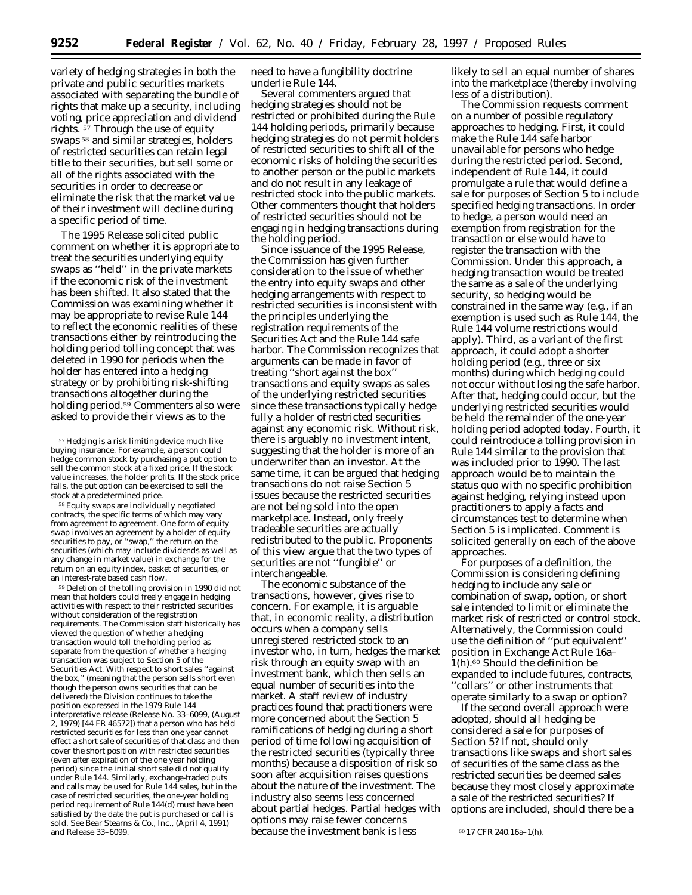variety of hedging strategies in both the private and public securities markets associated with separating the bundle of rights that make up a security, including voting, price appreciation and dividend rights. [57] Through the use of equity swaps [58] and similar strategies, holders of restricted securities can retain legal title to their securities, but sell some or all of the rights associated with the securities in order to decrease or eliminate the risk that the market value of their investment will decline during a specific period of time.

The 1995 Release solicited public comment on whether it is appropriate to treat the securities underlying equity swaps as ''held'' in the private markets if the economic risk of the investment has been shifted. It also stated that the Commission was examining whether it may be appropriate to revise Rule 144 to reflect the economic realities of these transactions either by reintroducing the holding period tolling concept that was deleted in 1990 for periods when the holder has entered into a hedging strategy or by prohibiting risk-shifting transactions altogether during the holding period.[59] Commenters also were asked to provide their views as to the need to have a fungibility doctrine underlie Rule 144.

Several commenters argued that hedging strategies should not be restricted or prohibited during the Rule 144 holding periods, primarily because hedging strategies do not permit holders of restricted securities to shift all of the economic risks of holding the securities to another person or the public markets and do not result in any leakage of restricted stock into the public markets. Other commenters thought that holders of restricted securities should not be engaging in hedging transactions during the holding period.

Since issuance of the 1995 Release, the Commission has given further consideration to the issue of whether the entry into equity swaps and other hedging arrangements with respect to restricted securities is inconsistent with the principles underlying the registration requirements of the Securities Act and the Rule 144 safe harbor. The Commission recognizes that arguments can be made in favor of treating ''short against the box'' transactions and equity swaps as sales of the underlying restricted securities since these transactions typically hedge fully a holder of restricted securities against any economic risk. Without risk, there is arguably no investment intent, suggesting that the holder is more of an underwriter than an investor. At the same time, it can be argued that hedging transactions do not raise Section 5 issues because the restricted securities are not being sold into the open marketplace. Instead, only freely tradeable securities are actually redistributed to the public. Proponents of this view argue that the two types of securities are not ''fungible'' or interchangeable.

The economic substance of the transactions, however, gives rise to concern. For example, it is arguable that, in economic reality, a distribution occurs when a company sells unregistered restricted stock to an investor who, in turn, hedges the market risk through an equity swap with an investment bank, which then sells an equal number of securities into the market. A staff review of industry practices found that practitioners were more concerned about the Section 5 ramifications of hedging during a short period of time following acquisition of the restricted securities (typically three months) because a disposition of risk so soon after acquisition raises questions about the nature of the investment. The industry also seems less concerned about partial hedges. Partial hedges with options may raise fewer concerns because the investment bank is less likely to sell an equal number of shares into the marketplace (thereby involving less of a distribution).

The Commission requests comment on a number of possible regulatory approaches to hedging. First, it could make the Rule 144 safe harbor unavailable for persons who hedge during the restricted period. Second, independent of Rule 144, it could promulgate a rule that would define a sale for purposes of Section 5 to include specified hedging transactions. In order to hedge, a person would need an exemption from registration for the transaction or else would have to register the transaction with the Commission. Under this approach, a hedging transaction would be treated the same as a sale of the underlying security, so hedging would be constrained in the same way (*e.g.*, if an exemption is used such as Rule 144, the Rule 144 volume restrictions would apply). Third, as a variant of the first approach, it could adopt a shorter holding period (*e.g.*, three or six months) during which hedging could not occur without losing the safe harbor. After that, hedging could occur, but the underlying restricted securities would be held the remainder of the one-year holding period adopted today. Fourth, it could reintroduce a tolling provision in Rule 144 similar to the provision that was included prior to 1990. The last approach would be to maintain the status quo with no specific prohibition against hedging, relying instead upon practitioners to apply a facts and circumstances test to determine when Section 5 is implicated. Comment is solicited generally on each of the above approaches.

For purposes of a definition, the Commission is considering defining hedging to include any sale or combination of swap, option, or short sale intended to limit or eliminate the market risk of restricted or control stock. Alternatively, the Commission could use the definition of ''put equivalent'' position in Exchange Act Rule 16a–1(h).[60] Should the definition be expanded to include futures, contracts, ''collars'' or other instruments that operate similarly to a swap or option?

If the second overall approach were adopted, should all hedging be considered a sale for purposes of Section 5? If not, should only transactions like swaps and short sales of securities of the same class as the restricted securities be deemed sales because they most closely approximate a sale of the restricted securities? If options are included, should there be a

---

[57] Hedging is a risk limiting device much like buying insurance. For example, a person could hedge common stock by purchasing a put option to sell the common stock at a fixed price. If the stock value increases, the holder profits. If the stock price falls, the put option can be exercised to sell the stock at a predetermined price.

[58] Equity swaps are individually negotiated contracts, the specific terms of which may vary from agreement to agreement. One form of equity swap involves an agreement by a holder of equity securities to pay, or ''swap,'' the return on the securities (which may include dividends as well as any change in market value) in exchange for the return on an equity index, basket of securities, or an interest-rate based cash flow.

[59] Deletion of the tolling provision in 1990 did not mean that holders could freely engage in hedging activities with respect to their restricted securities without consideration of the registration requirements. The Commission staff historically has viewed the question of whether a hedging transaction would toll the holding period as separate from the question of whether a hedging transaction was subject to Section 5 of the Securities Act. With respect to short sales ''against the box,'' (meaning that the person sells short even though the person owns securities that can be delivered) the Division continues to take the position expressed in the 1979 Rule 144 interpretative release (Release No. 33–6099, (August 2, 1979) [44 FR 46572]) that a person who has held restricted securities for less than one year cannot effect a short sale of securities of that class and then cover the short position with restricted securities (even after expiration of the one year holding period) since the initial short sale did not qualify under Rule 144. Similarly, exchange-traded puts and calls may be used for Rule 144 sales, but in the case of restricted securities, the one-year holding period requirement of Rule 144(d) must have been satisfied by the date the put is purchased or call is sold. See Bear Stearns & Co., Inc., (April 4, 1991) and Release 33–6099.

[60] 17 CFR 240.16a–1(h).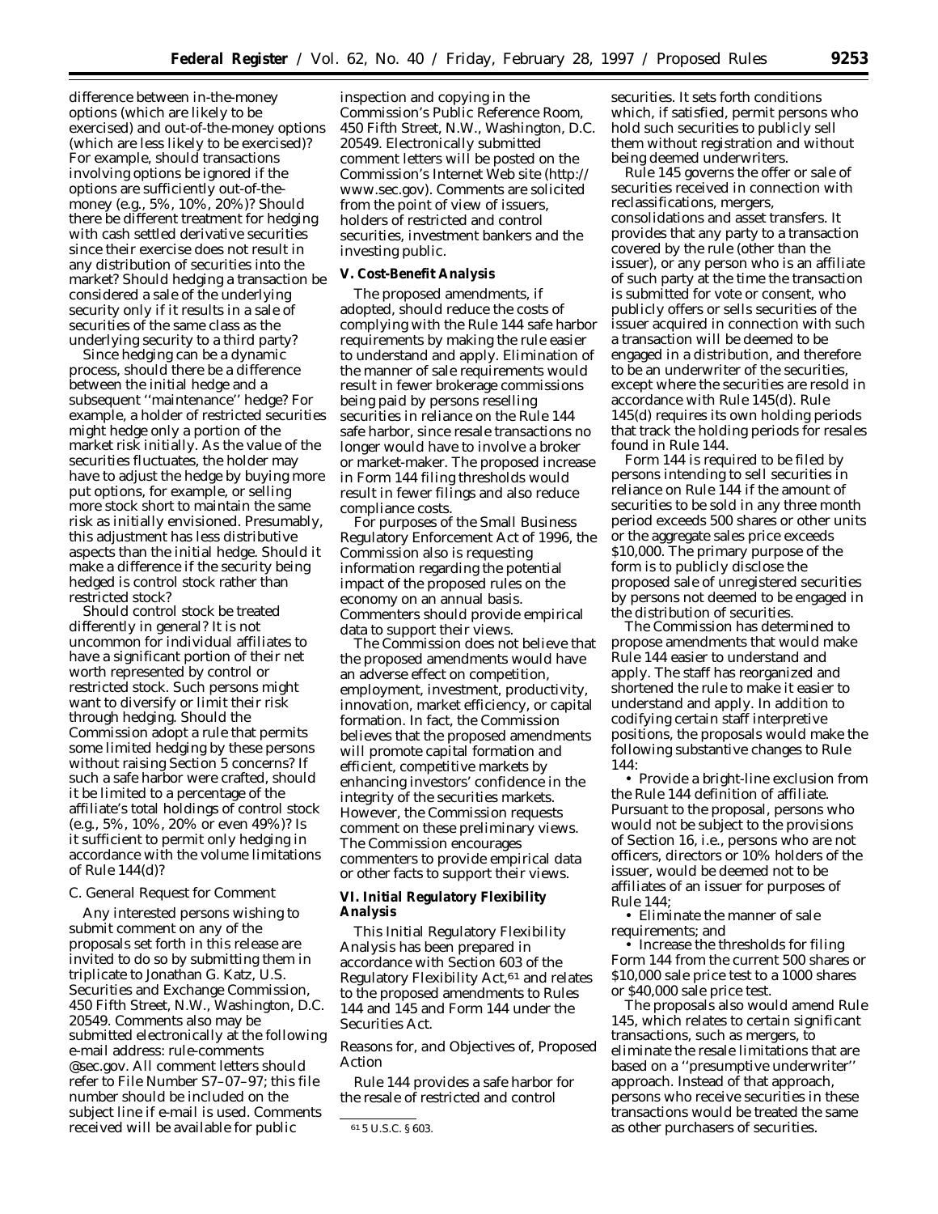difference between in-the-money options (which are likely to be exercised) and out-of-the-money options (which are less likely to be exercised)? For example, should transactions involving options be ignored if the options are sufficiently out-of-the-money (e.g., 5%, 10%, 20%)? Should there be different treatment for hedging with cash settled derivative securities since their exercise does not result in any distribution of securities into the market? Should hedging a transaction be considered a sale of the underlying security only if it results in a sale of securities of the same class as the underlying security to a third party?

Since hedging can be a dynamic process, should there be a difference between the initial hedge and a subsequent ''maintenance'' hedge? For example, a holder of restricted securities might hedge only a portion of the market risk initially. As the value of the securities fluctuates, the holder may have to adjust the hedge by buying more put options, for example, or selling more stock short to maintain the same risk as initially envisioned. Presumably, this adjustment has less distributive aspects than the initial hedge. Should it make a difference if the security being hedged is control stock rather than restricted stock?

Should control stock be treated differently in general? It is not uncommon for individual affiliates to have a significant portion of their net worth represented by control or restricted stock. Such persons might want to diversify or limit their risk through hedging. Should the Commission adopt a rule that permits some limited hedging by these persons without raising Section 5 concerns? If such a safe harbor were crafted, should it be limited to a percentage of the affiliate's total holdings of control stock (e.g., 5%, 10%, 20% or even 49%)? Is it sufficient to permit only hedging in accordance with the volume limitations of Rule 144(d)?

### C. General Request for Comment

Any interested persons wishing to submit comment on any of the proposals set forth in this release are invited to do so by submitting them in triplicate to Jonathan G. Katz, U.S. Securities and Exchange Commission, 450 Fifth Street, N.W., Washington, D.C. 20549. Comments also may be submitted electronically at the following e-mail address: rule-comments @sec.gov. All comment letters should refer to File Number S7–07–97; this file number should be included on the subject line if e-mail is used. Comments received will be available for public inspection and copying in the Commission's Public Reference Room, 450 Fifth Street, N.W., Washington, D.C. 20549. Electronically submitted comment letters will be posted on the Commission's Internet Web site (http://www.sec.gov). Comments are solicited from the point of view of issuers, holders of restricted and control securities, investment bankers and the investing public.

## V. Cost-Benefit Analysis

The proposed amendments, if adopted, should reduce the costs of complying with the Rule 144 safe harbor requirements by making the rule easier to understand and apply. Elimination of the manner of sale requirements would result in fewer brokerage commissions being paid by persons reselling securities in reliance on the Rule 144 safe harbor, since resale transactions no longer would have to involve a broker or market-maker. The proposed increase in Form 144 filing thresholds would result in fewer filings and also reduce compliance costs.

For purposes of the Small Business Regulatory Enforcement Act of 1996, the Commission also is requesting information regarding the potential impact of the proposed rules on the economy on an annual basis. Commenters should provide empirical data to support their views.

The Commission does not believe that the proposed amendments would have an adverse effect on competition, employment, investment, productivity, innovation, market efficiency, or capital formation. In fact, the Commission believes that the proposed amendments will promote capital formation and efficient, competitive markets by enhancing investors' confidence in the integrity of the securities markets. However, the Commission requests comment on these preliminary views. The Commission encourages commenters to provide empirical data or other facts to support their views.

## VI. Initial Regulatory Flexibility Analysis

This Initial Regulatory Flexibility Analysis has been prepared in accordance with Section 603 of the Regulatory Flexibility Act,[61] and relates to the proposed amendments to Rules 144 and 145 and Form 144 under the Securities Act.

*Reasons for, and Objectives of, Proposed Action*

Rule 144 provides a safe harbor for the resale of restricted and control securities. It sets forth conditions which, if satisfied, permit persons who hold such securities to publicly sell them without registration and without being deemed underwriters.

Rule 145 governs the offer or sale of securities received in connection with reclassifications, mergers, consolidations and asset transfers. It provides that any party to a transaction covered by the rule (other than the issuer), or any person who is an affiliate of such party at the time the transaction is submitted for vote or consent, who publicly offers or sells securities of the issuer acquired in connection with such a transaction will be deemed to be engaged in a distribution, and therefore to be an underwriter of the securities, except where the securities are resold in accordance with Rule 145(d). Rule 145(d) requires its own holding periods that track the holding periods for resales found in Rule 144.

Form 144 is required to be filed by persons intending to sell securities in reliance on Rule 144 if the amount of securities to be sold in any three month period exceeds 500 shares or other units or the aggregate sales price exceeds $10,000. The primary purpose of the form is to publicly disclose the proposed sale of unregistered securities by persons not deemed to be engaged in the distribution of securities.

The Commission has determined to propose amendments that would make Rule 144 easier to understand and apply. The staff has reorganized and shortened the rule to make it easier to understand and apply. In addition to codifying certain staff interpretive positions, the proposals would make the following substantive changes to Rule 144:

- Provide a bright-line exclusion from the Rule 144 definition of affiliate. Pursuant to the proposal, persons who would not be subject to the provisions of Section 16, i.e., persons who are not officers, directors or 10% holders of the issuer, would be deemed not to be affiliates of an issuer for purposes of Rule 144;
- Eliminate the manner of sale requirements; and
- Increase the thresholds for filing Form 144 from the current 500 shares or $10,000 sale price test to a 1000 shares or $40,000 sale price test.

The proposals also would amend Rule 145, which relates to certain significant transactions, such as mergers, to eliminate the resale limitations that are based on a ''presumptive underwriter'' approach. Instead of that approach, persons who receive securities in these transactions would be treated the same as other purchasers of securities.

---

[61] 5 U.S.C. § 603.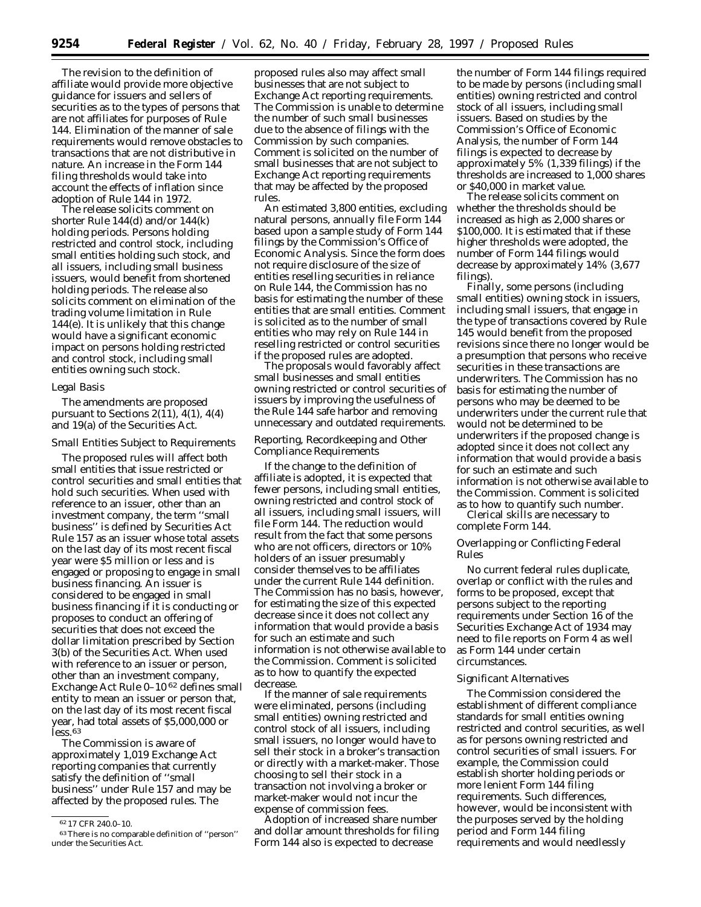The revision to the definition of affiliate would provide more objective guidance for issuers and sellers of securities as to the types of persons that are not affiliates for purposes of Rule 144. Elimination of the manner of sale requirements would remove obstacles to transactions that are not distributive in nature. An increase in the Form 144 filing thresholds would take into account the effects of inflation since adoption of Rule 144 in 1972.

The release solicits comment on shorter Rule 144(d) and/or 144(k) holding periods. Persons holding restricted and control stock, including small entities holding such stock, and all issuers, including small business issuers, would benefit from shortened holding periods. The release also solicits comment on elimination of the trading volume limitation in Rule 144(e). It is unlikely that this change would have a significant economic impact on persons holding restricted and control stock, including small entities owning such stock.

*Legal Basis*

The amendments are proposed pursuant to Sections 2(11), 4(1), 4(4) and 19(a) of the Securities Act.

*Small Entities Subject to Requirements*

The proposed rules will affect both small entities that issue restricted or control securities and small entities that hold such securities. When used with reference to an issuer, other than an investment company, the term ''small business'' is defined by Securities Act Rule 157 as an issuer whose total assets on the last day of its most recent fiscal year were $5 million or less and is engaged or proposing to engage in small business financing. An issuer is considered to be engaged in small business financing if it is conducting or proposes to conduct an offering of securities that does not exceed the dollar limitation prescribed by Section 3(b) of the Securities Act. When used with reference to an issuer or person, other than an investment company, Exchange Act Rule 0–10 [62] defines small entity to mean an issuer or person that, on the last day of its most recent fiscal year, had total assets of $5,000,000 or less.[63]

The Commission is aware of approximately 1,019 Exchange Act reporting companies that currently satisfy the definition of ''small business'' under Rule 157 and may be affected by the proposed rules. The proposed rules also may affect small businesses that are not subject to Exchange Act reporting requirements. The Commission is unable to determine the number of such small businesses due to the absence of filings with the Commission by such companies. Comment is solicited on the number of small businesses that are not subject to Exchange Act reporting requirements that may be affected by the proposed rules.

An estimated 3,800 entities, excluding natural persons, annually file Form 144 based upon a sample study of Form 144 filings by the Commission's Office of Economic Analysis. Since the form does not require disclosure of the size of entities reselling securities in reliance on Rule 144, the Commission has no basis for estimating the number of these entities that are small entities. Comment is solicited as to the number of small entities who may rely on Rule 144 in reselling restricted or control securities if the proposed rules are adopted.

The proposals would favorably affect small businesses and small entities owning restricted or control securities of issuers by improving the usefulness of the Rule 144 safe harbor and removing unnecessary and outdated requirements.

*Reporting, Recordkeeping and Other Compliance Requirements*

If the change to the definition of affiliate is adopted, it is expected that fewer persons, including small entities, owning restricted and control stock of all issuers, including small issuers, will file Form 144. The reduction would result from the fact that some persons who are not officers, directors or 10% holders of an issuer presumably consider themselves to be affiliates under the current Rule 144 definition. The Commission has no basis, however, for estimating the size of this expected decrease since it does not collect any information that would provide a basis for such an estimate and such information is not otherwise available to the Commission. Comment is solicited as to how to quantify the expected decrease.

If the manner of sale requirements were eliminated, persons (including small entities) owning restricted and control stock of all issuers, including small issuers, no longer would have to sell their stock in a broker's transaction or directly with a market-maker. Those choosing to sell their stock in a transaction not involving a broker or market-maker would not incur the expense of commission fees.

Adoption of increased share number and dollar amount thresholds for filing Form 144 also is expected to decrease the number of Form 144 filings required to be made by persons (including small entities) owning restricted and control stock of all issuers, including small issuers. Based on studies by the Commission's Office of Economic Analysis, the number of Form 144 filings is expected to decrease by approximately 5% (1,339 filings) if the thresholds are increased to 1,000 shares or $40,000 in market value.

The release solicits comment on whether the thresholds should be increased as high as 2,000 shares or $100,000. It is estimated that if these higher thresholds were adopted, the number of Form 144 filings would decrease by approximately 14% (3,677 filings).

Finally, some persons (including small entities) owning stock in issuers, including small issuers, that engage in the type of transactions covered by Rule 145 would benefit from the proposed revisions since there no longer would be a presumption that persons who receive securities in these transactions are underwriters. The Commission has no basis for estimating the number of persons who may be deemed to be underwriters under the current rule that would not be determined to be underwriters if the proposed change is adopted since it does not collect any information that would provide a basis for such an estimate and such information is not otherwise available to the Commission. Comment is solicited as to how to quantify such number.

Clerical skills are necessary to complete Form 144.

*Overlapping or Conflicting Federal Rules*

No current federal rules duplicate, overlap or conflict with the rules and forms to be proposed, except that persons subject to the reporting requirements under Section 16 of the Securities Exchange Act of 1934 may need to file reports on Form 4 as well as Form 144 under certain circumstances.

*Significant Alternatives*

The Commission considered the establishment of different compliance standards for small entities owning restricted and control securities, as well as for persons owning restricted and control securities of small issuers. For example, the Commission could establish shorter holding periods or more lenient Form 144 filing requirements. Such differences, however, would be inconsistent with the purposes served by the holding period and Form 144 filing requirements and would needlessly

[62] 17 CFR 240.0–10.

[63] There is no comparable definition of ''person'' under the Securities Act.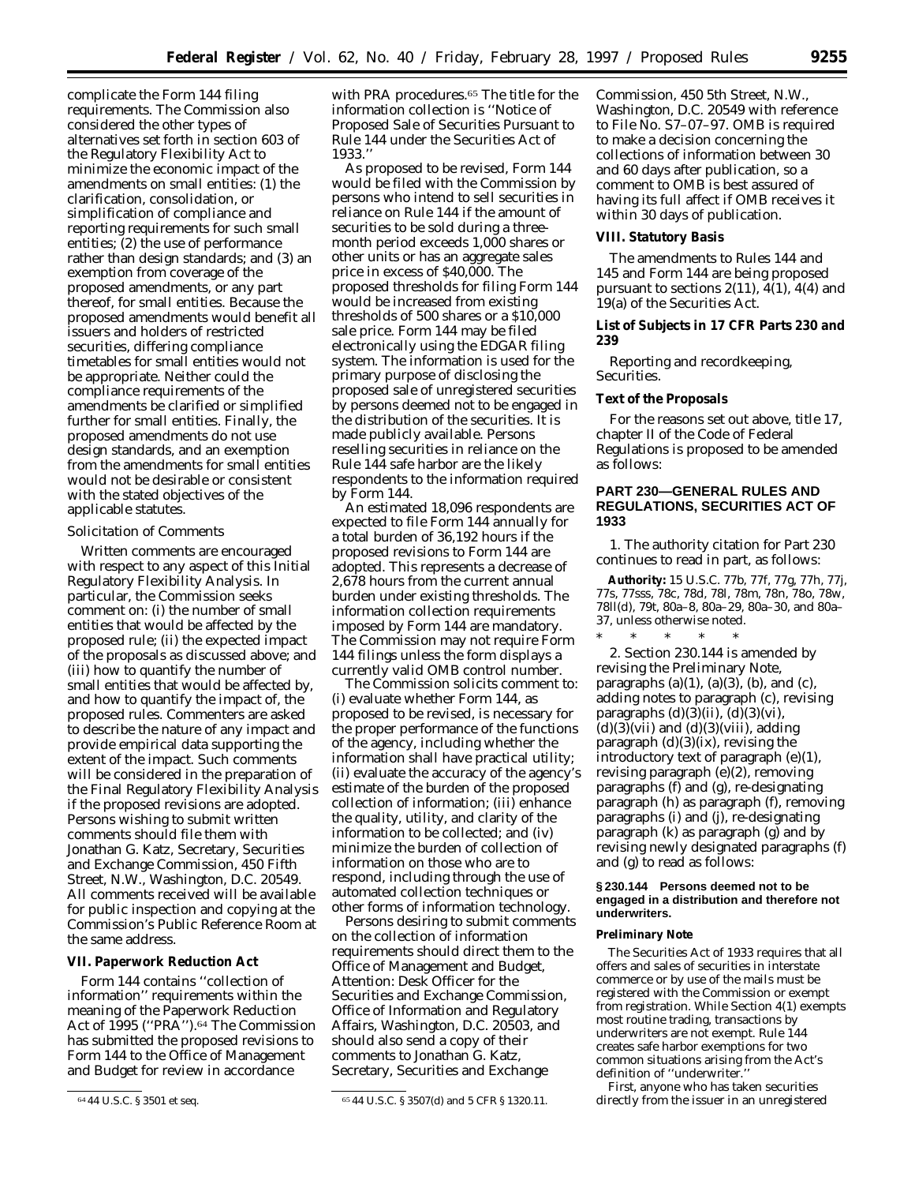complicate the Form 144 filing requirements. The Commission also considered the other types of alternatives set forth in section 603 of the Regulatory Flexibility Act to minimize the economic impact of the amendments on small entities: (1) the clarification, consolidation, or simplification of compliance and reporting requirements for such small entities; (2) the use of performance rather than design standards; and (3) an exemption from coverage of the proposed amendments, or any part thereof, for small entities. Because the proposed amendments would benefit all issuers and holders of restricted securities, differing compliance timetables for small entities would not be appropriate. Neither could the compliance requirements of the amendments be clarified or simplified further for small entities. Finally, the proposed amendments do not use design standards, and an exemption from the amendments for small entities would not be desirable or consistent with the stated objectives of the applicable statutes.

*Solicitation of Comments*

Written comments are encouraged with respect to any aspect of this Initial Regulatory Flexibility Analysis. In particular, the Commission seeks comment on: (i) the number of small entities that would be affected by the proposed rule; (ii) the expected impact of the proposals as discussed above; and (iii) how to quantify the number of small entities that would be affected by, and how to quantify the impact of, the proposed rules. Commenters are asked to describe the nature of any impact and provide empirical data supporting the extent of the impact. Such comments will be considered in the preparation of the Final Regulatory Flexibility Analysis if the proposed revisions are adopted. Persons wishing to submit written comments should file them with Jonathan G. Katz, Secretary, Securities and Exchange Commission, 450 Fifth Street, N.W., Washington, D.C. 20549. All comments received will be available for public inspection and copying at the Commission's Public Reference Room at the same address.

**VII. Paperwork Reduction Act**

Form 144 contains ''collection of information'' requirements within the meaning of the Paperwork Reduction Act of 1995 (''PRA'').[64] The Commission has submitted the proposed revisions to Form 144 to the Office of Management and Budget for review in accordance with PRA procedures.[65] The title for the information collection is ''Notice of Proposed Sale of Securities Pursuant to Rule 144 under the Securities Act of 1933.''

As proposed to be revised, Form 144 would be filed with the Commission by persons who intend to sell securities in reliance on Rule 144 if the amount of securities to be sold during a three-month period exceeds 1,000 shares or other units or has an aggregate sales price in excess of $40,000. The proposed thresholds for filing Form 144 would be increased from existing thresholds of 500 shares or a $10,000 sale price. Form 144 may be filed electronically using the EDGAR filing system. The information is used for the primary purpose of disclosing the proposed sale of unregistered securities by persons deemed not to be engaged in the distribution of the securities. It is made publicly available. Persons reselling securities in reliance on the Rule 144 safe harbor are the likely respondents to the information required by Form 144.

An estimated 18,096 respondents are expected to file Form 144 annually for a total burden of 36,192 hours if the proposed revisions to Form 144 are adopted. This represents a decrease of 2,678 hours from the current annual burden under existing thresholds. The information collection requirements imposed by Form 144 are mandatory. The Commission may not require Form 144 filings unless the form displays a currently valid OMB control number.

The Commission solicits comment to: (i) evaluate whether Form 144, as proposed to be revised, is necessary for the proper performance of the functions of the agency, including whether the information shall have practical utility; (ii) evaluate the accuracy of the agency's estimate of the burden of the proposed collection of information; (iii) enhance the quality, utility, and clarity of the information to be collected; and (iv) minimize the burden of collection of information on those who are to respond, including through the use of automated collection techniques or other forms of information technology.

Persons desiring to submit comments on the collection of information requirements should direct them to the Office of Management and Budget, Attention: Desk Officer for the Securities and Exchange Commission, Office of Information and Regulatory Affairs, Washington, D.C. 20503, and should also send a copy of their comments to Jonathan G. Katz, Secretary, Securities and Exchange Commission, 450 5th Street, N.W., Washington, D.C. 20549 with reference to File No. S7–07–97. OMB is required to make a decision concerning the collections of information between 30 and 60 days after publication, so a comment to OMB is best assured of having its full affect if OMB receives it within 30 days of publication.

**VIII. Statutory Basis**

The amendments to Rules 144 and 145 and Form 144 are being proposed pursuant to sections 2(11), 4(1), 4(4) and 19(a) of the Securities Act.

**List of Subjects in 17 CFR Parts 230 and 239**

Reporting and recordkeeping, Securities.

**Text of the Proposals**

For the reasons set out above, title 17, chapter II of the Code of Federal Regulations is proposed to be amended as follows:

**PART 230—GENERAL RULES AND REGULATIONS, SECURITIES ACT OF 1933**

1. The authority citation for Part 230 continues to read in part, as follows:

**Authority:** 15 U.S.C. 77b, 77f, 77g, 77h, 77j, 77s, 77sss, 78c, 78d, 78l, 78m, 78n, 78o, 78w, 78ll(d), 79t, 80a–8, 80a–29, 80a–30, and 80a–37, unless otherwise noted.

* * * * *

2. Section 230.144 is amended by revising the Preliminary Note, paragraphs (a)(1), (a)(3), (b), and (c), adding notes to paragraph (c), revising paragraphs (d)(3)(ii), (d)(3)(vi), (d)(3)(vii) and (d)(3)(viii), adding paragraph (d)(3)(ix), revising the introductory text of paragraph (e)(1), revising paragraph (e)(2), removing paragraphs (f) and (g), re-designating paragraph (h) as paragraph (f), removing paragraphs (i) and (j), re-designating paragraph (k) as paragraph (g) and by revising newly designated paragraphs (f) and (g) to read as follows:

**§ 230.144 Persons deemed not to be engaged in a distribution and therefore not underwriters.**

**Preliminary Note**

The Securities Act of 1933 requires that all offers and sales of securities in interstate commerce or by use of the mails must be registered with the Commission or exempt from registration. While Section 4(1) exempts most routine trading, transactions by underwriters are not exempt. Rule 144 creates safe harbor exemptions for two common situations arising from the Act's definition of ''underwriter.''

First, anyone who has taken securities directly from the issuer in an unregistered

[64] 44 U.S.C. § 3501 et seq.

[65] 44 U.S.C. § 3507(d) and 5 CFR § 1320.11.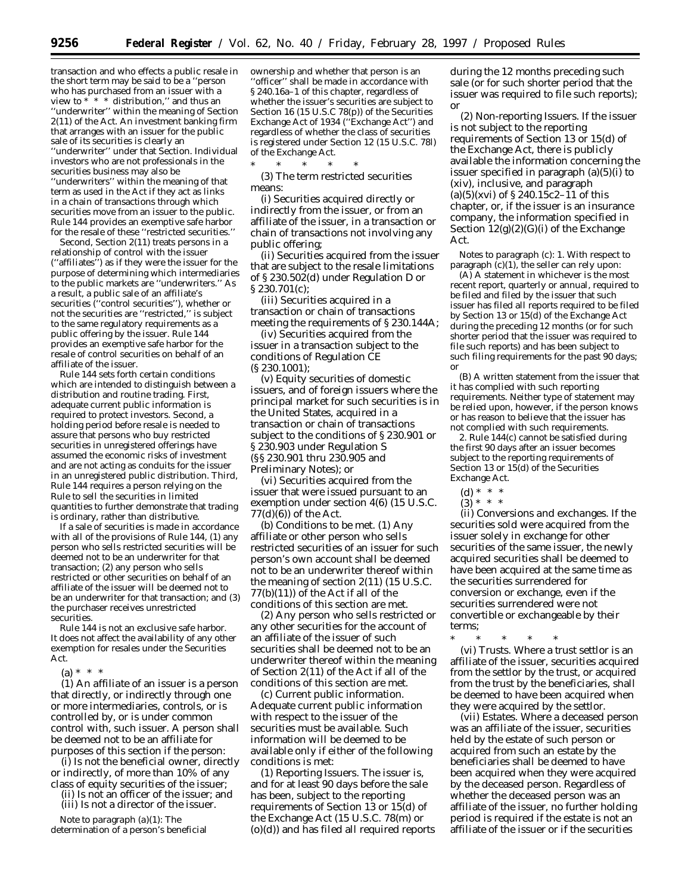transaction and who effects a public resale in the short term may be said to be a ''person who has purchased from an issuer with a view to * * * distribution,'' and thus an ''underwriter'' within the meaning of Section 2(11) of the Act. An investment banking firm that arranges with an issuer for the public sale of its securities is clearly an ''underwriter'' under that Section. Individual investors who are not professionals in the securities business may also be ''underwriters'' within the meaning of that term as used in the Act if they act as links in a chain of transactions through which securities move from an issuer to the public. Rule 144 provides an exemptive safe harbor for the resale of these ''restricted securities.''

Second, Section 2(11) treats persons in a relationship of control with the issuer (''affiliates'') as if they were the issuer for the purpose of determining which intermediaries to the public markets are ''underwriters.'' As a result, a public sale of an affiliate's securities (''control securities''), whether or not the securities are ''restricted,'' is subject to the same regulatory requirements as a public offering by the issuer. Rule 144 provides an exemptive safe harbor for the resale of control securities on behalf of an affiliate of the issuer.

Rule 144 sets forth certain conditions which are intended to distinguish between a distribution and routine trading. First, adequate current public information is required to protect investors. Second, a holding period before resale is needed to assure that persons who buy restricted securities in unregistered offerings have assumed the economic risks of investment and are not acting as conduits for the issuer in an unregistered public distribution. Third, Rule 144 requires a person relying on the Rule to sell the securities in limited quantities to further demonstrate that trading is ordinary, rather than distributive.

If a sale of securities is made in accordance with all of the provisions of Rule 144, (1) any person who sells restricted securities will be deemed not to be an underwriter for that transaction; (2) any person who sells restricted or other securities on behalf of an affiliate of the issuer will be deemed not to be an underwriter for that transaction; and (3) the purchaser receives unrestricted securities.

Rule 144 is not an exclusive safe harbor. It does not affect the availability of any other exemption for resales under the Securities Act.

(a) * * *

(1) An affiliate of an issuer is a person that directly, or indirectly through one or more intermediaries, controls, or is controlled by, or is under common control with, such issuer. A person shall be deemed not to be an affiliate for purposes of this section if the person:

(i) Is not the beneficial owner, directly or indirectly, of more than 10% of any class of equity securities of the issuer;

(ii) Is not an officer of the issuer; and

(iii) Is not a director of the issuer.

*Note to paragraph (a)(1):* The determination of a person's beneficial ownership and whether that person is an ''officer'' shall be made in accordance with § 240.16a–1 of this chapter, regardless of whether the issuer's securities are subject to Section 16 (15 U.S.C 78(p)) of the Securities Exchange Act of 1934 (''Exchange Act'') and regardless of whether the class of securities is registered under Section 12 (15 U.S.C. 78l) of the Exchange Act.

\* \* \* \* \*

(3) The term *restricted securities* means:

(i) Securities acquired directly or indirectly from the issuer, or from an affiliate of the issuer, in a transaction or chain of transactions not involving any public offering;

(ii) Securities acquired from the issuer that are subject to the resale limitations of § 230.502(d) under Regulation D or § 230.701(c);

(iii) Securities acquired in a transaction or chain of transactions meeting the requirements of § 230.144A;

(iv) Securities acquired from the issuer in a transaction subject to the conditions of Regulation CE (§ 230.1001);

(v) Equity securities of domestic issuers, and of foreign issuers where the principal market for such securities is in the United States, acquired in a transaction or chain of transactions subject to the conditions of § 230.901 or § 230.903 under Regulation S (§§ 230.901 thru 230.905 and Preliminary Notes); or

(vi) Securities acquired from the issuer that were issued pursuant to an exemption under section 4(6) (15 U.S.C. 77(d)(6)) of the Act.

(b) *Conditions to be met.* (1) Any affiliate or other person who sells restricted securities of an issuer for such person's own account shall be deemed not to be an underwriter thereof within the meaning of section 2(11) (15 U.S.C. 77(b)(11)) of the Act if all of the conditions of this section are met.

(2) Any person who sells restricted or any other securities for the account of an affiliate of the issuer of such securities shall be deemed not to be an underwriter thereof within the meaning of Section 2(11) of the Act if all of the conditions of this section are met.

(c) *Current public information.* Adequate current public information with respect to the issuer of the securities must be available. Such information will be deemed to be available only if either of the following conditions is met:

(1) *Reporting Issuers.* The issuer is, and for at least 90 days before the sale has been, subject to the reporting requirements of Section 13 or 15(d) of the Exchange Act (15 U.S.C. 78(m) or (o)(d)) and has filed all required reports during the 12 months preceding such sale (or for such shorter period that the issuer was required to file such reports); or

(2) *Non-reporting Issuers.* If the issuer is not subject to the reporting requirements of Section 13 or 15(d) of the Exchange Act, there is publicly available the information concerning the issuer specified in paragraph (a)(5)(i) to (xiv), inclusive, and paragraph (a)(5)(xvi) of § 240.15c2–11 of this chapter, or, if the issuer is an insurance company, the information specified in Section 12(g)(2)(G)(i) of the Exchange Act.

*Notes to paragraph (c):* 1. With respect to paragraph (c)(1), the seller can rely upon:

(A) A statement in whichever is the most recent report, quarterly or annual, required to be filed and filed by the issuer that such issuer has filed all reports required to be filed by Section 13 or 15(d) of the Exchange Act during the preceding 12 months (or for such shorter period that the issuer was required to file such reports) and has been subject to such filing requirements for the past 90 days; or

(B) A written statement from the issuer that it has complied with such reporting requirements. Neither type of statement may be relied upon, however, if the person knows or has reason to believe that the issuer has not complied with such requirements.

2. Rule 144(c) cannot be satisfied during the first 90 days after an issuer becomes subject to the reporting requirements of Section 13 or 15(d) of the Securities Exchange Act.

(d) * * *

(3) * * *

(ii) *Conversions and exchanges.* If the securities sold were acquired from the issuer solely in exchange for other securities of the same issuer, the newly acquired securities shall be deemed to have been acquired at the same time as the securities surrendered for conversion or exchange, even if the securities surrendered were not convertible or exchangeable by their terms;

\* \* \* \* \*

(vi) *Trusts.* Where a trust settlor is an affiliate of the issuer, securities acquired from the settlor by the trust, or acquired from the trust by the beneficiaries, shall be deemed to have been acquired when they were acquired by the settlor.

(vii) *Estates.* Where a deceased person was an affiliate of the issuer, securities held by the estate of such person or acquired from such an estate by the beneficiaries shall be deemed to have been acquired when they were acquired by the deceased person. Regardless of whether the deceased person was an affiliate of the issuer, no further holding period is required if the estate is not an affiliate of the issuer or if the securities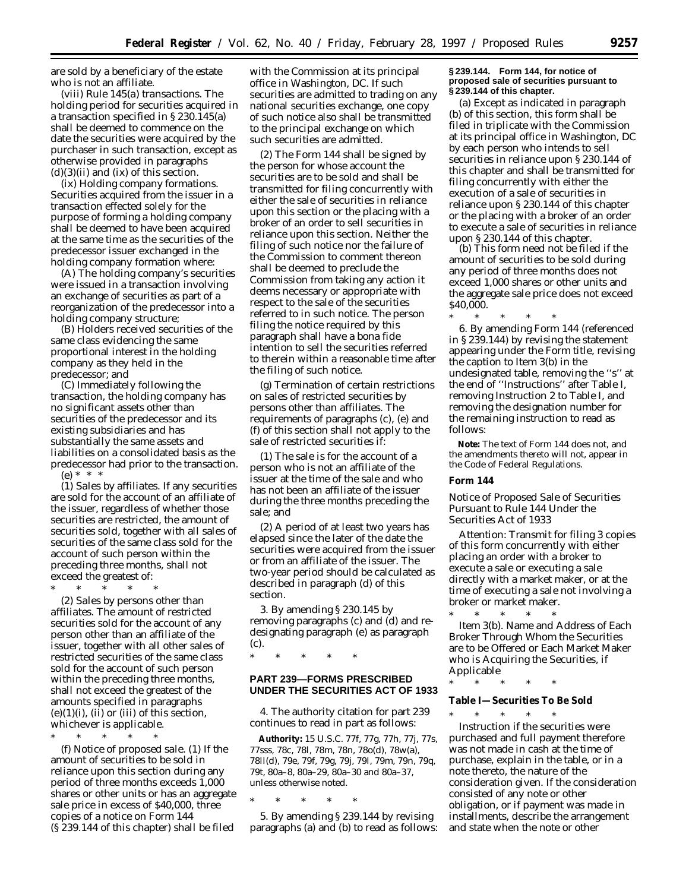are sold by a beneficiary of the estate who is not an affiliate.

(viii) *Rule 145(a) transactions.* The holding period for securities acquired in a transaction specified in § 230.145(a) shall be deemed to commence on the date the securities were acquired by the purchaser in such transaction, except as otherwise provided in paragraphs (d)(3)(ii) and (ix) of this section.

(ix) *Holding company formations.* Securities acquired from the issuer in a transaction effected solely for the purpose of forming a holding company shall be deemed to have been acquired at the same time as the securities of the predecessor issuer exchanged in the holding company formation where:

(A) The holding company's securities were issued in a transaction involving an exchange of securities as part of a reorganization of the predecessor into a holding company structure;

(B) Holders received securities of the same class evidencing the same proportional interest in the holding company as they held in the predecessor; and

(C) Immediately following the transaction, the holding company has no significant assets other than securities of the predecessor and its existing subsidiaries and has substantially the same assets and liabilities on a consolidated basis as the predecessor had prior to the transaction.

(e) * * *

(1) *Sales by affiliates.* If any securities are sold for the account of an affiliate of the issuer, regardless of whether those securities are restricted, the amount of securities sold, together with all sales of securities of the same class sold for the account of such person within the preceding three months, shall not exceed the greatest of:

\* \* \* \* \*

(2) *Sales by persons other than affiliates.* The amount of restricted securities sold for the account of any person other than an affiliate of the issuer, together with all other sales of restricted securities of the same class sold for the account of such person within the preceding three months, shall not exceed the greatest of the amounts specified in paragraphs (e)(1)(i), (ii) or (iii) of this section, whichever is applicable.

\* \* \* \* \*

(f) *Notice of proposed sale.* (1) If the amount of securities to be sold in reliance upon this section during any period of three months exceeds 1,000 shares or other units or has an aggregate sale price in excess of $40,000, three copies of a notice on Form 144 (§ 239.144 of this chapter) shall be filed with the Commission at its principal office in Washington, DC. If such securities are admitted to trading on any national securities exchange, one copy of such notice also shall be transmitted to the principal exchange on which such securities are admitted.

(2) The Form 144 shall be signed by the person for whose account the securities are to be sold and shall be transmitted for filing concurrently with either the sale of securities in reliance upon this section or the placing with a broker of an order to sell securities in reliance upon this section. Neither the filing of such notice nor the failure of the Commission to comment thereon shall be deemed to preclude the Commission from taking any action it deems necessary or appropriate with respect to the sale of the securities referred to in such notice. The person filing the notice required by this paragraph shall have a bona fide intention to sell the securities referred to therein within a reasonable time after the filing of such notice.

(g) *Termination of certain restrictions on sales of restricted securities by persons other than affiliates.* The requirements of paragraphs (c), (e) and (f) of this section shall not apply to the sale of restricted securities if:

(1) The sale is for the account of a person who is not an affiliate of the issuer at the time of the sale and who has not been an affiliate of the issuer during the three months preceding the sale; and

(2) A period of at least two years has elapsed since the later of the date the securities were acquired from the issuer or from an affiliate of the issuer. The two-year period should be calculated as described in paragraph (d) of this section.

3. By amending § 230.145 by removing paragraphs (c) and (d) and re-designating paragraph (e) as paragraph (c).

\* \* \* \* \*

## PART 239—FORMS PRESCRIBED UNDER THE SECURITIES ACT OF 1933

4. The authority citation for part 239 continues to read in part as follows:

**Authority:** 15 U.S.C. 77f, 77g, 77h, 77j, 77s, 77sss, 78c, 78l, 78m, 78n, 78o(d), 78w(a), 78ll(d), 79e, 79f, 79g, 79j, 79l, 79m, 79n, 79q, 79t, 80a–8, 80a–29, 80a–30 and 80a–37, unless otherwise noted.

\* \* \* \* \*

5. By amending § 239.144 by revising paragraphs (a) and (b) to read as follows:

**§ 239.144. Form 144, for notice of proposed sale of securities pursuant to § 239.144 of this chapter.**

(a) Except as indicated in paragraph (b) of this section, this form shall be filed in triplicate with the Commission at its principal office in Washington, DC by each person who intends to sell securities in reliance upon § 230.144 of this chapter and shall be transmitted for filing concurrently with either the execution of a sale of securities in reliance upon § 230.144 of this chapter or the placing with a broker of an order to execute a sale of securities in reliance upon § 230.144 of this chapter.

(b) This form need not be filed if the amount of securities to be sold during any period of three months does not exceed 1,000 shares or other units and the aggregate sale price does not exceed $40,000.

\* \* \* \* \*

6. By amending Form 144 (referenced in § 239.144) by revising the statement appearing under the Form title, revising the caption to Item 3(b) in the undesignated table, removing the ''s'' at the end of ''Instructions'' after Table I, removing Instruction 2 to Table I, and removing the designation number for the remaining instruction to read as follows:

**Note:** The text of Form 144 does not, and the amendments thereto will not, appear in the Code of Federal Regulations.

**Form 144**

Notice of Proposed Sale of Securities Pursuant to Rule 144 Under the Securities Act of 1933

Attention: Transmit for filing 3 copies of this form concurrently with either placing an order with a broker to execute a sale or executing a sale directly with a market maker, or at the time of executing a sale not involving a broker or market maker.

\* \* \* \* \*

Item 3(b). Name and Address of Each Broker Through Whom the Securities are to be Offered or Each Market Maker who is Acquiring the Securities, if Applicable

\* \* \* \* \*

**Table I—Securities To Be Sold**

\* \* \* \* \*

Instruction if the securities were purchased and full payment therefore was not made in cash at the time of purchase, explain in the table, or in a note thereto, the nature of the consideration given. If the consideration consisted of any note or other obligation, or if payment was made in installments, describe the arrangement and state when the note or other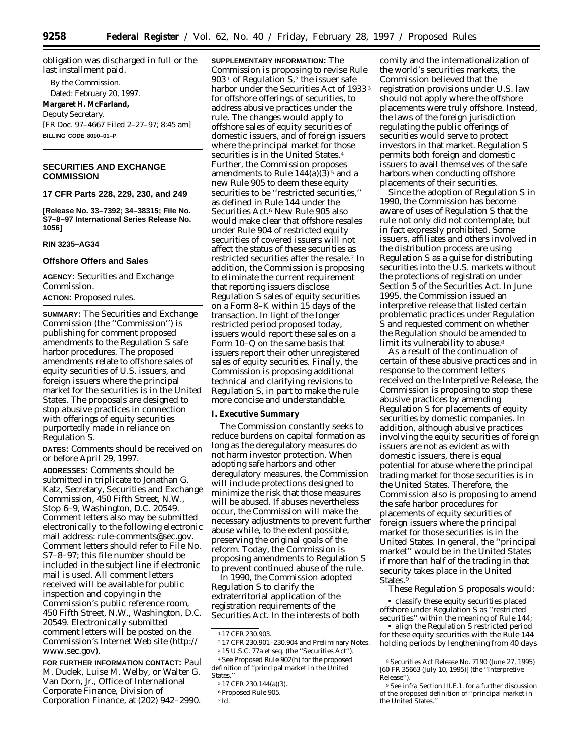obligation was discharged in full or the last installment paid.

By the Commission.

Dated: February 20, 1997.

**Margaret H. McFarland,**

*Deputy Secretary.*

[FR Doc. 97–4667 Filed 2–27–97; 8:45 am]

**BILLING CODE 8010–01–P**

---

## SECURITIES AND EXCHANGE COMMISSION

**17 CFR Parts 228, 229, 230, and 249**

**[Release No. 33–7392; 34–38315; File No. S7–8–97 International Series Release No. 1056]**

**RIN 3235–AG34**

### Offshore Offers and Sales

**AGENCY:** Securities and Exchange Commission.

**ACTION:** Proposed rules.

**SUMMARY:** The Securities and Exchange Commission (the ''Commission'') is publishing for comment proposed amendments to the Regulation S safe harbor procedures. The proposed amendments relate to offshore sales of equity securities of U.S. issuers, and foreign issuers where the principal market for the securities is in the United States. The proposals are designed to stop abusive practices in connection with offerings of equity securities purportedly made in reliance on Regulation S.

**DATES:** Comments should be received on or before April 29, 1997.

**ADDRESSES:** Comments should be submitted in triplicate to Jonathan G. Katz, Secretary, Securities and Exchange Commission, 450 Fifth Street, N.W., Stop 6–9, Washington, D.C. 20549. Comment letters also may be submitted electronically to the following electronic mail address: rule-comments@sec.gov. Comment letters should refer to File No. S7–8–97; this file number should be included in the subject line if electronic mail is used. All comment letters received will be available for public inspection and copying in the Commission's public reference room, 450 Fifth Street, N.W., Washington, D.C. 20549. Electronically submitted comment letters will be posted on the Commission's Internet Web site (http://www.sec.gov).

**FOR FURTHER INFORMATION CONTACT:** Paul M. Dudek, Luise M. Welby, or Walter G. Van Dorn, Jr., Office of International Corporate Finance, Division of Corporation Finance, at (202) 942–2990.

**SUPPLEMENTARY INFORMATION:** The Commission is proposing to revise Rule 903[1] of Regulation S,[2] the issuer safe harbor under the Securities Act of 1933[3] for offshore offerings of securities, to address abusive practices under the rule. The changes would apply to offshore sales of equity securities of domestic issuers, and of foreign issuers where the principal market for those securities is in the United States.[4] Further, the Commission proposes amendments to Rule 144(a)(3)[5] and a new Rule 905 to deem these equity securities to be ''restricted securities,'' as defined in Rule 144 under the Securities Act.[6] New Rule 905 also would make clear that offshore resales under Rule 904 of restricted equity securities of covered issuers will not affect the status of these securities as restricted securities after the resale.[7] In addition, the Commission is proposing to eliminate the current requirement that reporting issuers disclose Regulation S sales of equity securities on a Form 8–K within 15 days of the transaction. In light of the longer restricted period proposed today, issuers would report these sales on a Form 10–Q on the same basis that issuers report their other unregistered sales of equity securities. Finally, the Commission is proposing additional technical and clarifying revisions to Regulation S, in part to make the rule more concise and understandable.

### I. Executive Summary

The Commission constantly seeks to reduce burdens on capital formation as long as the deregulatory measures do not harm investor protection. When adopting safe harbors and other deregulatory measures, the Commission will include protections designed to minimize the risk that those measures will be abused. If abuses nevertheless occur, the Commission will make the necessary adjustments to prevent further abuse while, to the extent possible, preserving the original goals of the reform. Today, the Commission is proposing amendments to Regulation S to prevent continued abuse of the rule.

In 1990, the Commission adopted Regulation S to clarify the extraterritorial application of the registration requirements of the Securities Act. In the interests of both comity and the internationalization of the world's securities markets, the Commission believed that the registration provisions under U.S. law should not apply where the offshore placements were truly offshore. Instead, the laws of the foreign jurisdiction regulating the public offerings of securities would serve to protect investors in that market. Regulation S permits both foreign and domestic issuers to avail themselves of the safe harbors when conducting offshore placements of their securities.

Since the adoption of Regulation S in 1990, the Commission has become aware of uses of Regulation S that the rule not only did not contemplate, but in fact expressly prohibited. Some issuers, affiliates and others involved in the distribution process are using Regulation S as a guise for distributing securities into the U.S. markets without the protections of registration under Section 5 of the Securities Act. In June 1995, the Commission issued an interpretive release that listed certain problematic practices under Regulation S and requested comment on whether the Regulation should be amended to limit its vulnerability to abuse.[8]

As a result of the continuation of certain of these abusive practices and in response to the comment letters received on the Interpretive Release, the Commission is proposing to stop these abusive practices by amending Regulation S for placements of equity securities by domestic companies. In addition, although abusive practices involving the equity securities of foreign issuers are not as evident as with domestic issuers, there is equal potential for abuse where the principal trading market for those securities is in the United States. Therefore, the Commission also is proposing to amend the safe harbor procedures for placements of equity securities of foreign issuers where the principal market for those securities is in the United States. In general, the ''principal market'' would be in the United States if more than half of the trading in that security takes place in the United States.[9]

These Regulation S proposals would:

- classify these equity securities placed offshore under Regulation S as ''restricted securities'' within the meaning of Rule 144;
- align the Regulation S restricted period for these equity securities with the Rule 144 holding periods by lengthening from 40 days

---

[1] 17 CFR 230.903.

[2] 17 CFR 230.901–230.904 and Preliminary Notes.

[3] 15 U.S.C. 77a et seq. (the ''Securities Act'').

[4] See Proposed Rule 902(h) for the proposed definition of ''principal market in the United States.''

[5] 17 CFR 230.144(a)(3).

[6] Proposed Rule 905.

[7] Id.

[8] Securities Act Release No. 7190 (June 27, 1995) [60 FR 35663 (July 10, 1995)] (the ''Interpretive Release'').

[9] See infra Section III.E.1. for a further discussion of the proposed definition of ''principal market in the United States.''